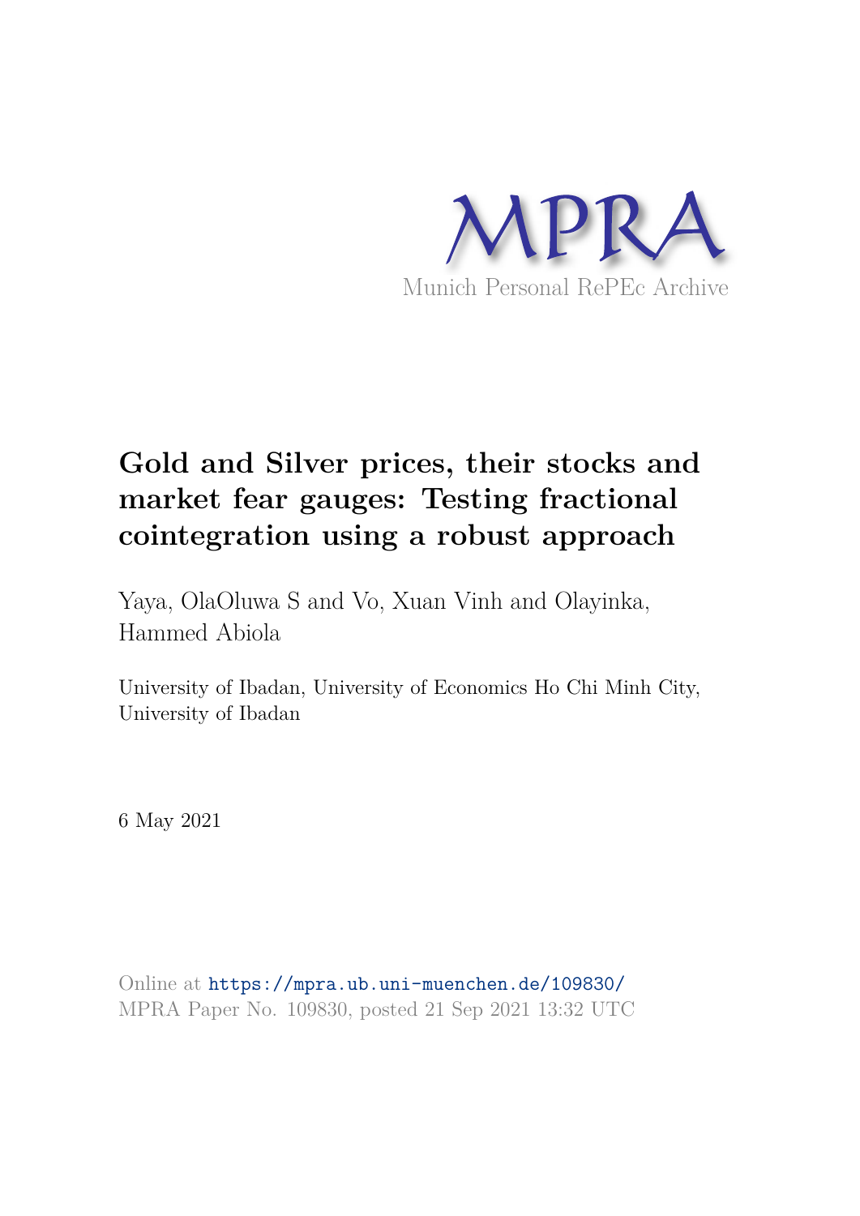MPRA

Munich Personal RePEc Archive

# Gold and Silver prices, their stocks and market fear gauges: Testing fractional cointegration using a robust approach

Yaya, OlaOluwa S and Vo, Xuan Vinh and Olayinka, Hammed Abiola

University of Ibadan, University of Economics Ho Chi Minh City, University of Ibadan

6 May 2021

Online at https://mpra.ub.uni-muenchen.de/109830/
MPRA Paper No. 109830, posted 21 Sep 2021 13:32 UTC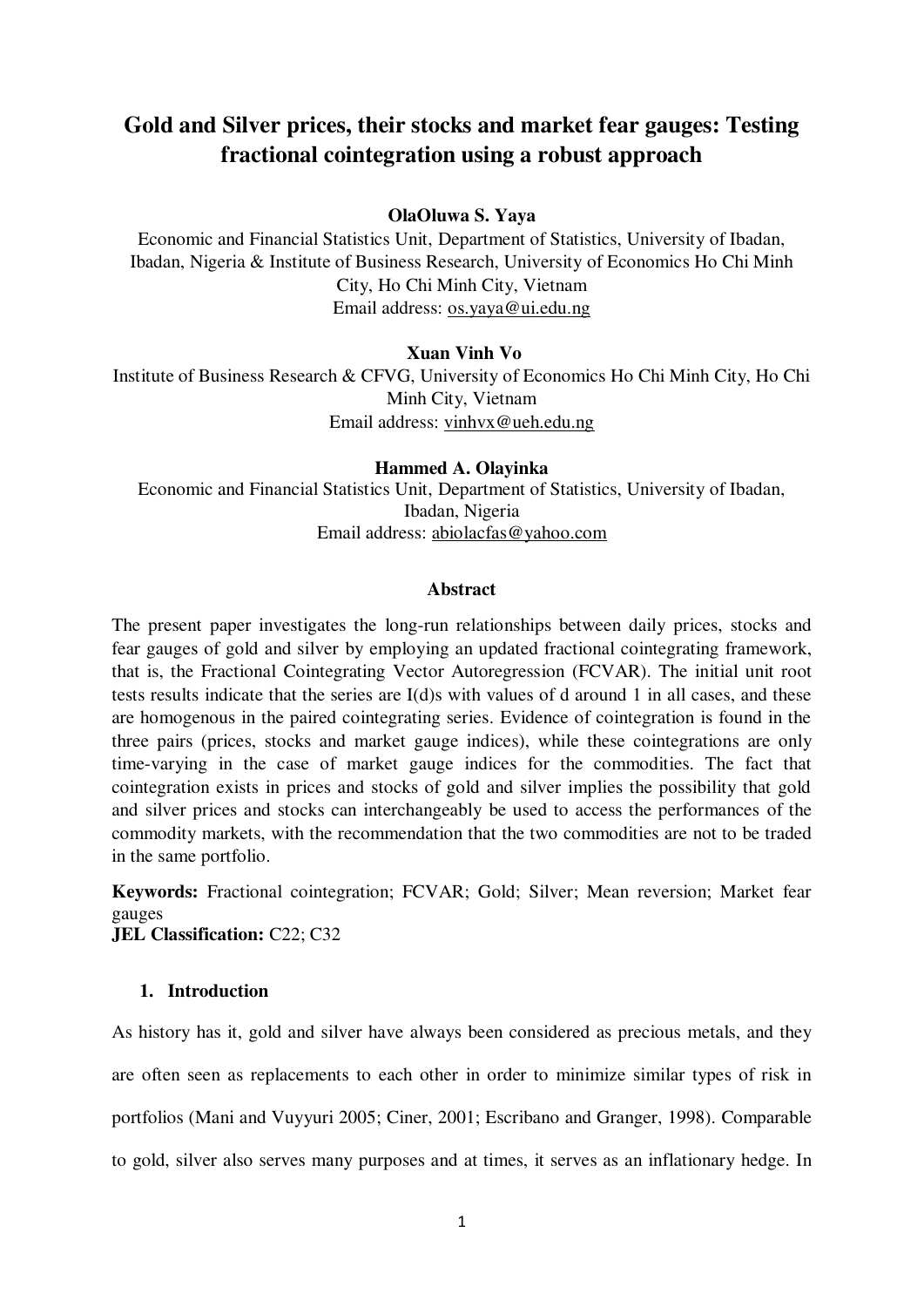# Gold and Silver prices, their stocks and market fear gauges: Testing fractional cointegration using a robust approach

**OlaOluwa S. Yaya**

Economic and Financial Statistics Unit, Department of Statistics, University of Ibadan, Ibadan, Nigeria & Institute of Business Research, University of Economics Ho Chi Minh City, Ho Chi Minh City, Vietnam

Email address: os.yaya@ui.edu.ng

**Xuan Vinh Vo**

Institute of Business Research & CFVG, University of Economics Ho Chi Minh City, Ho Chi Minh City, Vietnam

Email address: vinhvx@ueh.edu.ng

**Hammed A. Olayinka**

Economic and Financial Statistics Unit, Department of Statistics, University of Ibadan, Ibadan, Nigeria

Email address: abiolacfas@yahoo.com

**Abstract**

The present paper investigates the long-run relationships between daily prices, stocks and fear gauges of gold and silver by employing an updated fractional cointegrating framework, that is, the Fractional Cointegrating Vector Autoregression (FCVAR). The initial unit root tests results indicate that the series are I(d)s with values of d around 1 in all cases, and these are homogenous in the paired cointegrating series. Evidence of cointegration is found in the three pairs (prices, stocks and market gauge indices), while these cointegrations are only time-varying in the case of market gauge indices for the commodities. The fact that cointegration exists in prices and stocks of gold and silver implies the possibility that gold and silver prices and stocks can interchangeably be used to access the performances of the commodity markets, with the recommendation that the two commodities are not to be traded in the same portfolio.

**Keywords:** Fractional cointegration; FCVAR; Gold; Silver; Mean reversion; Market fear gauges

**JEL Classification:** C22; C32

## 1. Introduction

As history has it, gold and silver have always been considered as precious metals, and they are often seen as replacements to each other in order to minimize similar types of risk in portfolios (Mani and Vuyyuri 2005; Ciner, 2001; Escribano and Granger, 1998). Comparable to gold, silver also serves many purposes and at times, it serves as an inflationary hedge. In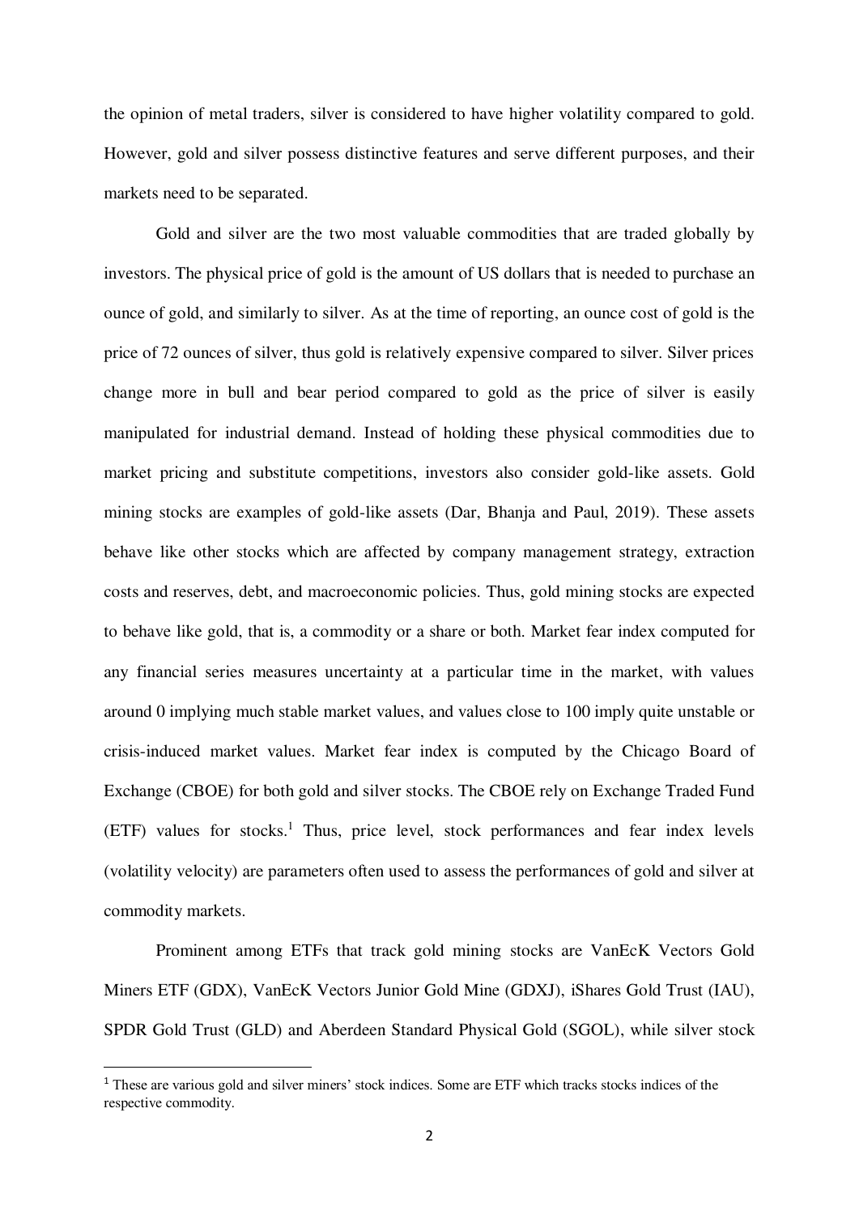the opinion of metal traders, silver is considered to have higher volatility compared to gold. However, gold and silver possess distinctive features and serve different purposes, and their markets need to be separated.

Gold and silver are the two most valuable commodities that are traded globally by investors. The physical price of gold is the amount of US dollars that is needed to purchase an ounce of gold, and similarly to silver. As at the time of reporting, an ounce cost of gold is the price of 72 ounces of silver, thus gold is relatively expensive compared to silver. Silver prices change more in bull and bear period compared to gold as the price of silver is easily manipulated for industrial demand. Instead of holding these physical commodities due to market pricing and substitute competitions, investors also consider gold-like assets. Gold mining stocks are examples of gold-like assets (Dar, Bhanja and Paul, 2019). These assets behave like other stocks which are affected by company management strategy, extraction costs and reserves, debt, and macroeconomic policies. Thus, gold mining stocks are expected to behave like gold, that is, a commodity or a share or both. Market fear index computed for any financial series measures uncertainty at a particular time in the market, with values around 0 implying much stable market values, and values close to 100 imply quite unstable or crisis-induced market values. Market fear index is computed by the Chicago Board of Exchange (CBOE) for both gold and silver stocks. The CBOE rely on Exchange Traded Fund (ETF) values for stocks.[1] Thus, price level, stock performances and fear index levels (volatility velocity) are parameters often used to assess the performances of gold and silver at commodity markets.

Prominent among ETFs that track gold mining stocks are VanEcK Vectors Gold Miners ETF (GDX), VanEcK Vectors Junior Gold Mine (GDXJ), iShares Gold Trust (IAU), SPDR Gold Trust (GLD) and Aberdeen Standard Physical Gold (SGOL), while silver stock

[1] These are various gold and silver miners' stock indices. Some are ETF which tracks stocks indices of the respective commodity.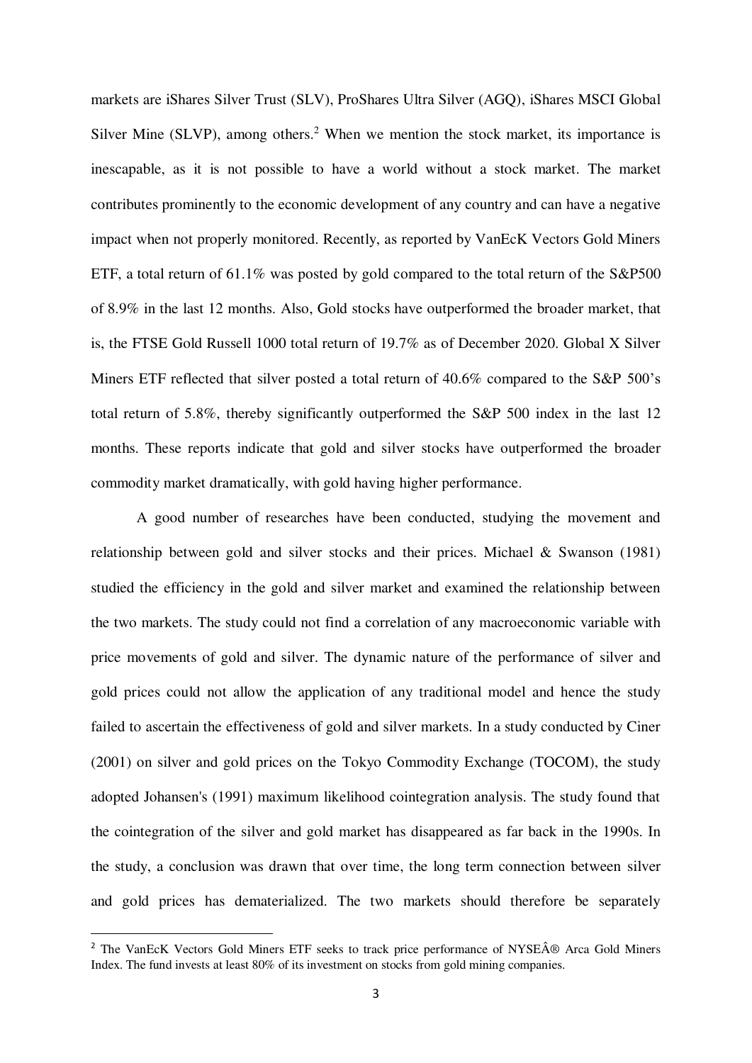markets are iShares Silver Trust (SLV), ProShares Ultra Silver (AGQ), iShares MSCI Global Silver Mine (SLVP), among others.[2] When we mention the stock market, its importance is inescapable, as it is not possible to have a world without a stock market. The market contributes prominently to the economic development of any country and can have a negative impact when not properly monitored. Recently, as reported by VanEcK Vectors Gold Miners ETF, a total return of 61.1% was posted by gold compared to the total return of the S&P500 of 8.9% in the last 12 months. Also, Gold stocks have outperformed the broader market, that is, the FTSE Gold Russell 1000 total return of 19.7% as of December 2020. Global X Silver Miners ETF reflected that silver posted a total return of 40.6% compared to the S&P 500's total return of 5.8%, thereby significantly outperformed the S&P 500 index in the last 12 months. These reports indicate that gold and silver stocks have outperformed the broader commodity market dramatically, with gold having higher performance.

A good number of researches have been conducted, studying the movement and relationship between gold and silver stocks and their prices. Michael & Swanson (1981) studied the efficiency in the gold and silver market and examined the relationship between the two markets. The study could not find a correlation of any macroeconomic variable with price movements of gold and silver. The dynamic nature of the performance of silver and gold prices could not allow the application of any traditional model and hence the study failed to ascertain the effectiveness of gold and silver markets. In a study conducted by Ciner (2001) on silver and gold prices on the Tokyo Commodity Exchange (TOCOM), the study adopted Johansen's (1991) maximum likelihood cointegration analysis. The study found that the cointegration of the silver and gold market has disappeared as far back in the 1990s. In the study, a conclusion was drawn that over time, the long term connection between silver and gold prices has dematerialized. The two markets should therefore be separately

[2] The VanEcK Vectors Gold Miners ETF seeks to track price performance of NYSEÂ® Arca Gold Miners Index. The fund invests at least 80% of its investment on stocks from gold mining companies.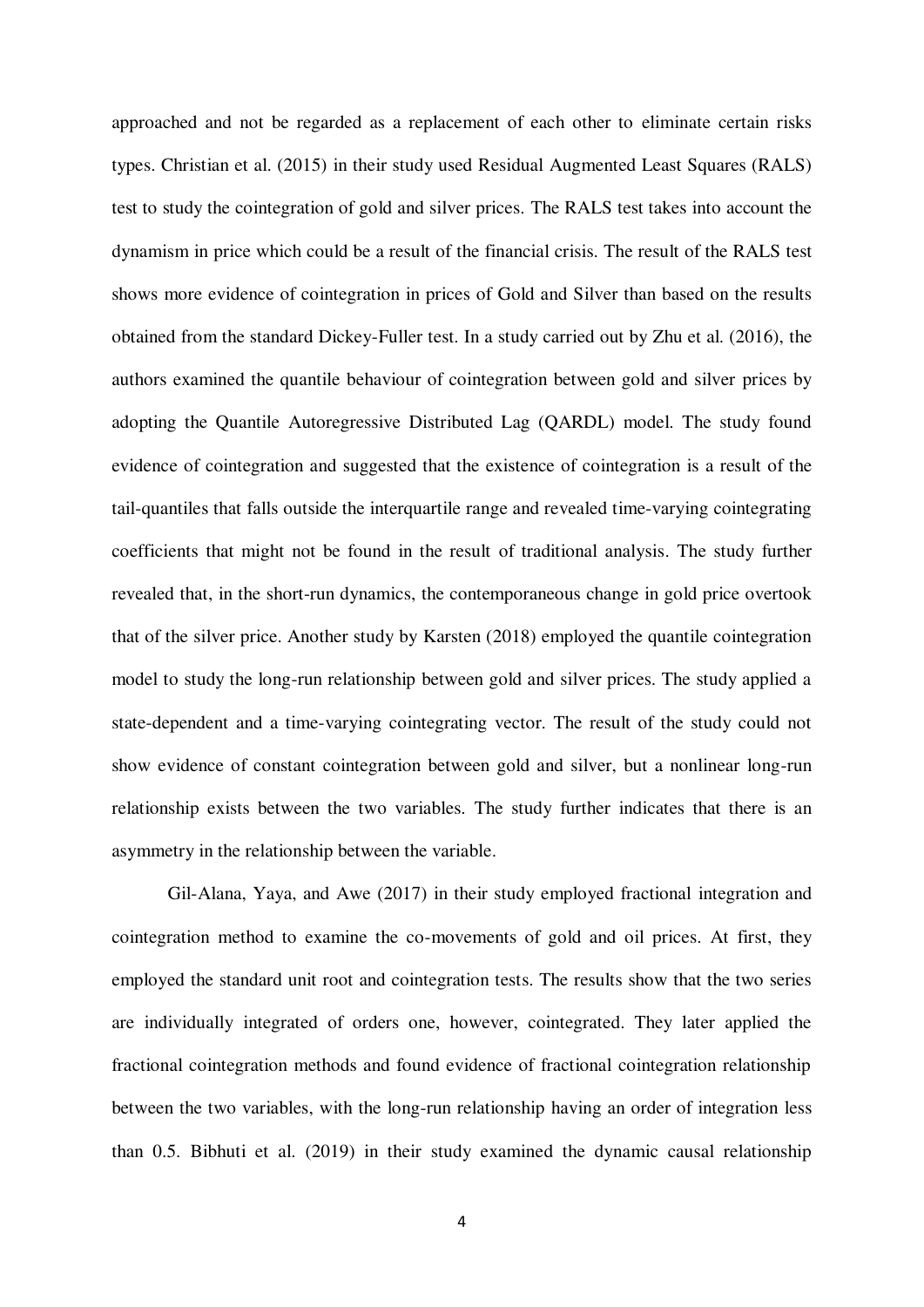approached and not be regarded as a replacement of each other to eliminate certain risks types. Christian et al. (2015) in their study used Residual Augmented Least Squares (RALS) test to study the cointegration of gold and silver prices. The RALS test takes into account the dynamism in price which could be a result of the financial crisis. The result of the RALS test shows more evidence of cointegration in prices of Gold and Silver than based on the results obtained from the standard Dickey-Fuller test. In a study carried out by Zhu et al. (2016), the authors examined the quantile behaviour of cointegration between gold and silver prices by adopting the Quantile Autoregressive Distributed Lag (QARDL) model. The study found evidence of cointegration and suggested that the existence of cointegration is a result of the tail-quantiles that falls outside the interquartile range and revealed time-varying cointegrating coefficients that might not be found in the result of traditional analysis. The study further revealed that, in the short-run dynamics, the contemporaneous change in gold price overtook that of the silver price. Another study by Karsten (2018) employed the quantile cointegration model to study the long-run relationship between gold and silver prices. The study applied a state-dependent and a time-varying cointegrating vector. The result of the study could not show evidence of constant cointegration between gold and silver, but a nonlinear long-run relationship exists between the two variables. The study further indicates that there is an asymmetry in the relationship between the variable.

Gil-Alana, Yaya, and Awe (2017) in their study employed fractional integration and cointegration method to examine the co-movements of gold and oil prices. At first, they employed the standard unit root and cointegration tests. The results show that the two series are individually integrated of orders one, however, cointegrated. They later applied the fractional cointegration methods and found evidence of fractional cointegration relationship between the two variables, with the long-run relationship having an order of integration less than 0.5. Bibhuti et al. (2019) in their study examined the dynamic causal relationship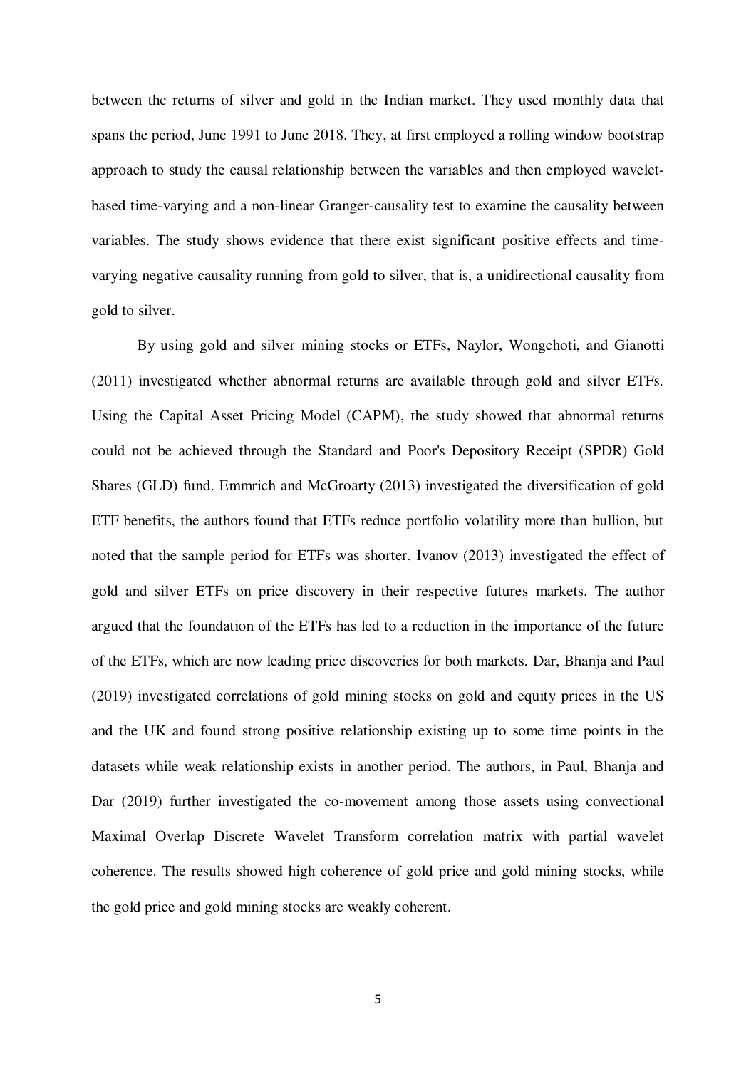between the returns of silver and gold in the Indian market. They used monthly data that spans the period, June 1991 to June 2018. They, at first employed a rolling window bootstrap approach to study the causal relationship between the variables and then employed wavelet-based time-varying and a non-linear Granger-causality test to examine the causality between variables. The study shows evidence that there exist significant positive effects and time-varying negative causality running from gold to silver, that is, a unidirectional causality from gold to silver.

By using gold and silver mining stocks or ETFs, Naylor, Wongchoti, and Gianotti (2011) investigated whether abnormal returns are available through gold and silver ETFs. Using the Capital Asset Pricing Model (CAPM), the study showed that abnormal returns could not be achieved through the Standard and Poor's Depository Receipt (SPDR) Gold Shares (GLD) fund. Emmrich and McGroarty (2013) investigated the diversification of gold ETF benefits, the authors found that ETFs reduce portfolio volatility more than bullion, but noted that the sample period for ETFs was shorter. Ivanov (2013) investigated the effect of gold and silver ETFs on price discovery in their respective futures markets. The author argued that the foundation of the ETFs has led to a reduction in the importance of the future of the ETFs, which are now leading price discoveries for both markets. Dar, Bhanja and Paul (2019) investigated correlations of gold mining stocks on gold and equity prices in the US and the UK and found strong positive relationship existing up to some time points in the datasets while weak relationship exists in another period. The authors, in Paul, Bhanja and Dar (2019) further investigated the co-movement among those assets using convectional Maximal Overlap Discrete Wavelet Transform correlation matrix with partial wavelet coherence. The results showed high coherence of gold price and gold mining stocks, while the gold price and gold mining stocks are weakly coherent.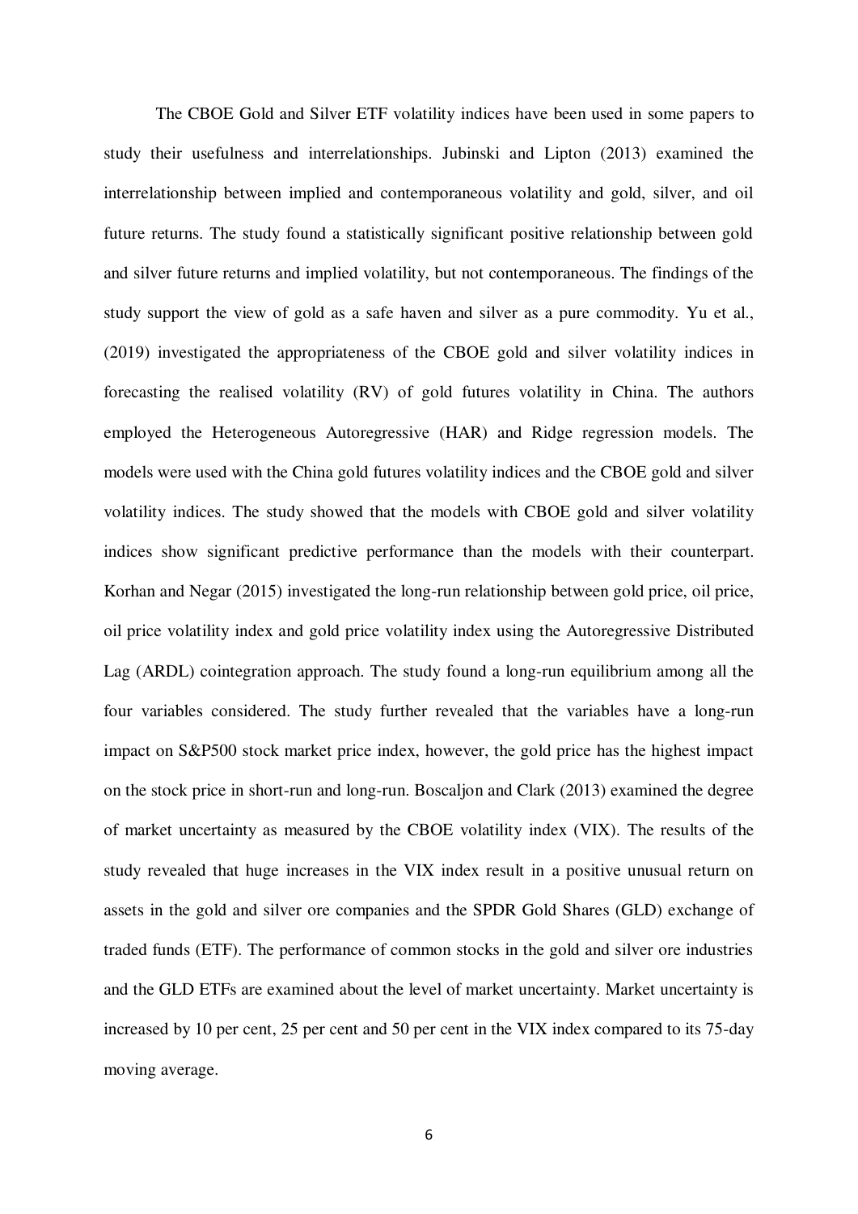The CBOE Gold and Silver ETF volatility indices have been used in some papers to study their usefulness and interrelationships. Jubinski and Lipton (2013) examined the interrelationship between implied and contemporaneous volatility and gold, silver, and oil future returns. The study found a statistically significant positive relationship between gold and silver future returns and implied volatility, but not contemporaneous. The findings of the study support the view of gold as a safe haven and silver as a pure commodity. Yu et al., (2019) investigated the appropriateness of the CBOE gold and silver volatility indices in forecasting the realised volatility (RV) of gold futures volatility in China. The authors employed the Heterogeneous Autoregressive (HAR) and Ridge regression models. The models were used with the China gold futures volatility indices and the CBOE gold and silver volatility indices. The study showed that the models with CBOE gold and silver volatility indices show significant predictive performance than the models with their counterpart. Korhan and Negar (2015) investigated the long-run relationship between gold price, oil price, oil price volatility index and gold price volatility index using the Autoregressive Distributed Lag (ARDL) cointegration approach. The study found a long-run equilibrium among all the four variables considered. The study further revealed that the variables have a long-run impact on S&P500 stock market price index, however, the gold price has the highest impact on the stock price in short-run and long-run. Boscaljon and Clark (2013) examined the degree of market uncertainty as measured by the CBOE volatility index (VIX). The results of the study revealed that huge increases in the VIX index result in a positive unusual return on assets in the gold and silver ore companies and the SPDR Gold Shares (GLD) exchange of traded funds (ETF). The performance of common stocks in the gold and silver ore industries and the GLD ETFs are examined about the level of market uncertainty. Market uncertainty is increased by 10 per cent, 25 per cent and 50 per cent in the VIX index compared to its 75-day moving average.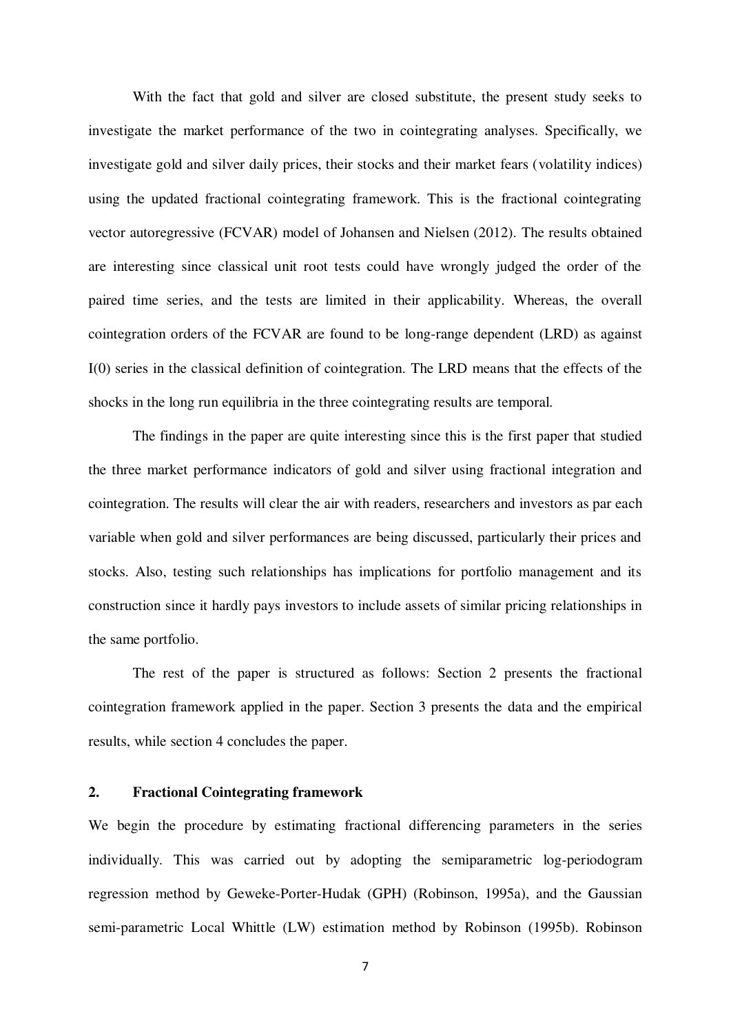With the fact that gold and silver are closed substitute, the present study seeks to investigate the market performance of the two in cointegrating analyses. Specifically, we investigate gold and silver daily prices, their stocks and their market fears (volatility indices) using the updated fractional cointegrating framework. This is the fractional cointegrating vector autoregressive (FCVAR) model of Johansen and Nielsen (2012). The results obtained are interesting since classical unit root tests could have wrongly judged the order of the paired time series, and the tests are limited in their applicability. Whereas, the overall cointegration orders of the FCVAR are found to be long-range dependent (LRD) as against I(0) series in the classical definition of cointegration. The LRD means that the effects of the shocks in the long run equilibria in the three cointegrating results are temporal.

The findings in the paper are quite interesting since this is the first paper that studied the three market performance indicators of gold and silver using fractional integration and cointegration. The results will clear the air with readers, researchers and investors as par each variable when gold and silver performances are being discussed, particularly their prices and stocks. Also, testing such relationships has implications for portfolio management and its construction since it hardly pays investors to include assets of similar pricing relationships in the same portfolio.

The rest of the paper is structured as follows: Section 2 presents the fractional cointegration framework applied in the paper. Section 3 presents the data and the empirical results, while section 4 concludes the paper.

## 2. Fractional Cointegrating framework

We begin the procedure by estimating fractional differencing parameters in the series individually. This was carried out by adopting the semiparametric log-periodogram regression method by Geweke-Porter-Hudak (GPH) (Robinson, 1995a), and the Gaussian semi-parametric Local Whittle (LW) estimation method by Robinson (1995b). Robinson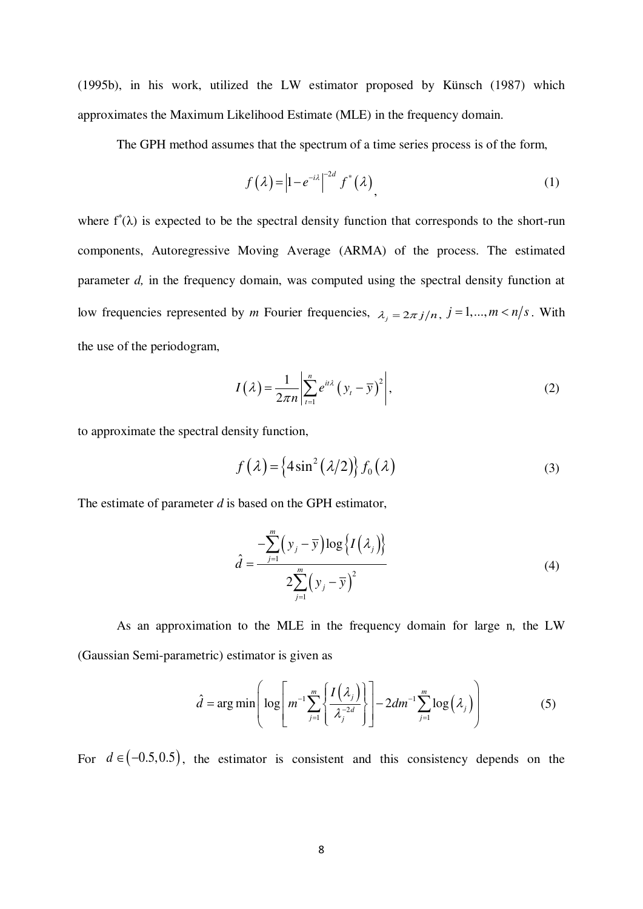(1995b), in his work, utilized the LW estimator proposed by Künsch (1987) which approximates the Maximum Likelihood Estimate (MLE) in the frequency domain.

The GPH method assumes that the spectrum of a time series process is of the form,

$$f(\lambda) = \left|1 - e^{-i\lambda}\right|^{-2d} f^{*}(\lambda), \tag{1}$$

where $f^{*}(\lambda)$ is expected to be the spectral density function that corresponds to the short-run components, Autoregressive Moving Average (ARMA) of the process. The estimated parameter *d,* in the frequency domain, was computed using the spectral density function at low frequencies represented by *m* Fourier frequencies, $\lambda_j = 2\pi j/n$, $j = 1, ..., m < n/s$. With the use of the periodogram,

$$I(\lambda) = \frac{1}{2\pi n}\left|\sum_{t=1}^{n} e^{it\lambda}\left(y_t - \overline{y}\right)^2\right|, \tag{2}$$

to approximate the spectral density function,

$$f(\lambda) = \left\{4\sin^2(\lambda/2)\right\} f_0(\lambda) \tag{3}$$

The estimate of parameter *d* is based on the GPH estimator,

$$\hat{d} = \frac{-\sum_{j=1}^{m}\left(y_j - \overline{y}\right)\log\left\{I(\lambda_j)\right\}}{2\sum_{j=1}^{m}\left(y_j - \overline{y}\right)^2} \tag{4}$$

As an approximation to the MLE in the frequency domain for large n*,* the LW (Gaussian Semi-parametric) estimator is given as

$$\hat{d} = \arg\min\left(\log\left[m^{-1}\sum_{j=1}^{m}\left\{\frac{I(\lambda_j)}{\lambda_j^{-2d}}\right\}\right] - 2dm^{-1}\sum_{j=1}^{m}\log(\lambda_j)\right) \tag{5}$$

For $d \in (-0.5, 0.5)$, the estimator is consistent and this consistency depends on the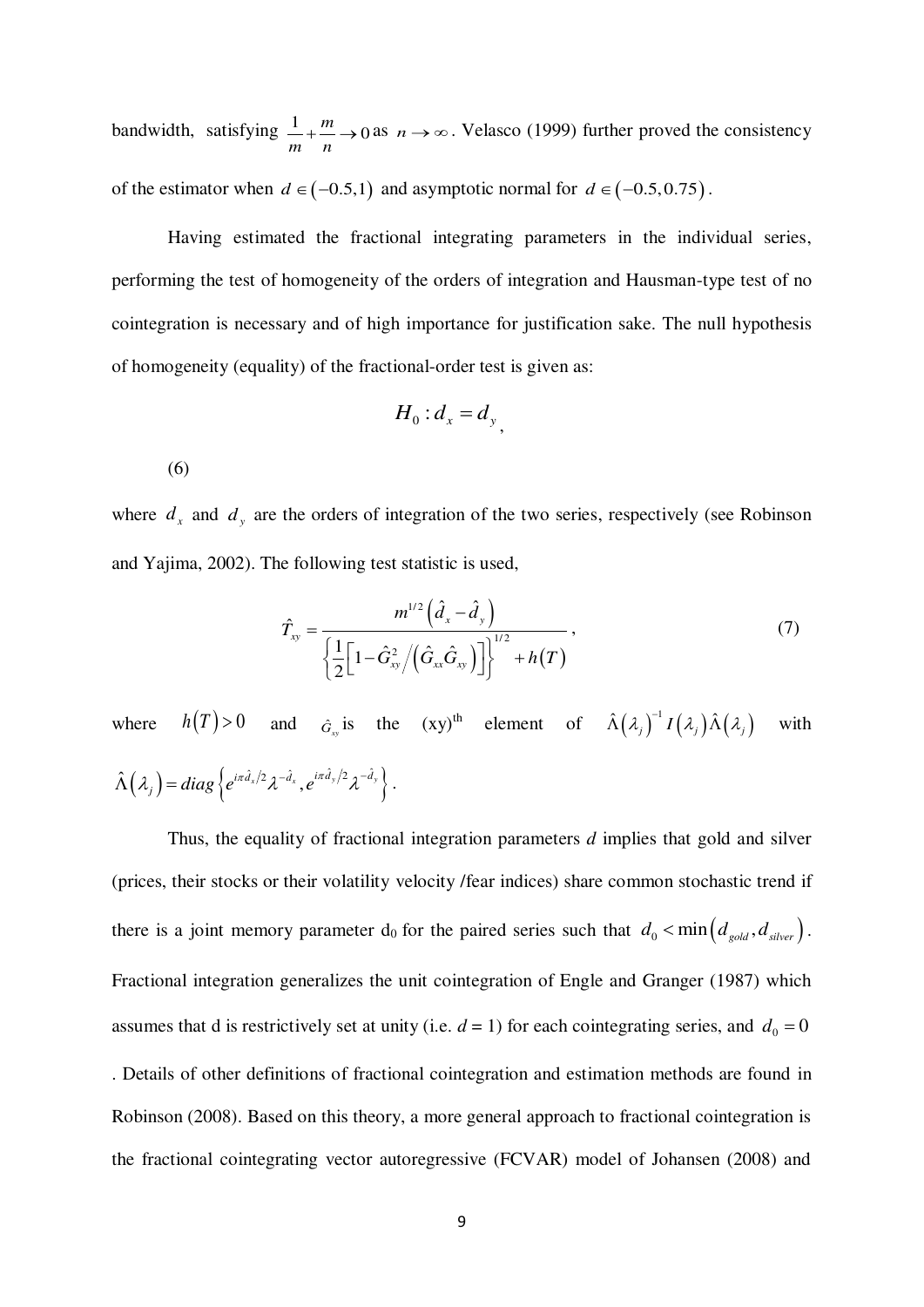bandwidth, satisfying $\frac{1}{m}+\frac{m}{n}\rightarrow 0$ as $n\rightarrow\infty$. Velasco (1999) further proved the consistency of the estimator when $d\in(-0.5,1)$ and asymptotic normal for $d\in(-0.5,0.75)$.

Having estimated the fractional integrating parameters in the individual series, performing the test of homogeneity of the orders of integration and Hausman-type test of no cointegration is necessary and of high importance for justification sake. The null hypothesis of homogeneity (equality) of the fractional-order test is given as:

$$H_0: d_x = d_y, \tag{6}$$

where $d_x$ and $d_y$ are the orders of integration of the two series, respectively (see Robinson and Yajima, 2002). The following test statistic is used,

$$\hat{T}_{xy}=\frac{m^{1/2}\left(\hat{d}_x-\hat{d}_y\right)}{\left\{\frac{1}{2}\left[1-\hat{G}_{xy}^2\Big/\left(\hat{G}_{xx}\hat{G}_{xy}\right)\right]\right\}^{1/2}+h(T)}, \tag{7}$$

where $h(T)>0$ and $\hat{G}_{xy}$ is the (xy)[th] element of $\hat{\Lambda}(\lambda_j)^{-1}I(\lambda_j)\hat{\Lambda}(\lambda_j)$ with $\hat{\Lambda}(\lambda_j)=diag\left\{e^{i\pi\hat{d}_x/2}\lambda^{-\hat{d}_x},e^{i\pi\hat{d}_y/2}\lambda^{-\hat{d}_y}\right\}$.

Thus, the equality of fractional integration parameters *d* implies that gold and silver (prices, their stocks or their volatility velocity /fear indices) share common stochastic trend if there is a joint memory parameter $d_0$ for the paired series such that $d_0<\min\left(d_{gold},d_{silver}\right)$. Fractional integration generalizes the unit cointegration of Engle and Granger (1987) which assumes that d is restrictively set at unity (i.e. $d = 1$) for each cointegrating series, and $d_0=0$. Details of other definitions of fractional cointegration and estimation methods are found in Robinson (2008). Based on this theory, a more general approach to fractional cointegration is the fractional cointegrating vector autoregressive (FCVAR) model of Johansen (2008) and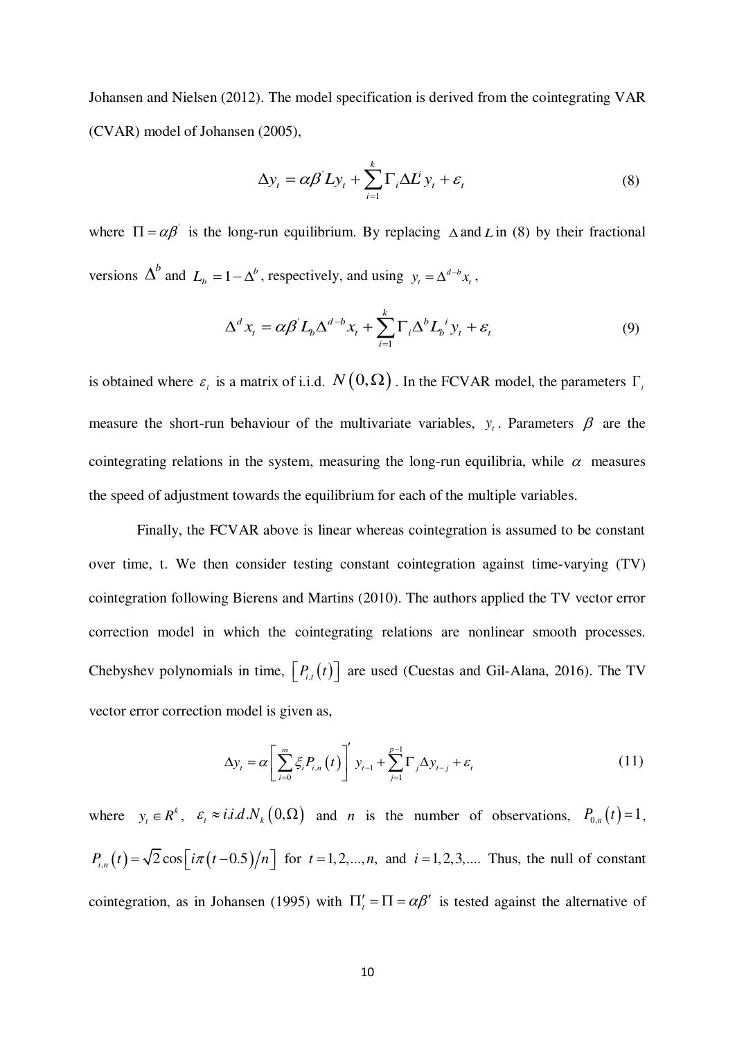Johansen and Nielsen (2012). The model specification is derived from the cointegrating VAR (CVAR) model of Johansen (2005),

$$\Delta y_t = \alpha\beta' L y_t + \sum_{i=1}^{k} \Gamma_i \Delta L^i y_t + \varepsilon_t \tag{8}$$

where $\Pi = \alpha\beta'$ is the long-run equilibrium. By replacing $\Delta$ and $L$ in (8) by their fractional versions $\Delta^b$ and $L_b = 1 - \Delta^b$, respectively, and using $y_t = \Delta^{d-b} x_t$,

$$\Delta^d x_t = \alpha\beta' L_b \Delta^{d-b} x_t + \sum_{i=1}^{k} \Gamma_i \Delta^b L_b^{\,i} y_t + \varepsilon_t \tag{9}$$

is obtained where $\varepsilon_t$ is a matrix of i.i.d. $N(0,\Omega)$. In the FCVAR model, the parameters $\Gamma_i$ measure the short-run behaviour of the multivariate variables, $y_t$. Parameters $\beta$ are the cointegrating relations in the system, measuring the long-run equilibria, while $\alpha$ measures the speed of adjustment towards the equilibrium for each of the multiple variables.

Finally, the FCVAR above is linear whereas cointegration is assumed to be constant over time, t. We then consider testing constant cointegration against time-varying (TV) cointegration following Bierens and Martins (2010). The authors applied the TV vector error correction model in which the cointegrating relations are nonlinear smooth processes. Chebyshev polynomials in time, $\left[P_{i,t}(t)\right]$ are used (Cuestas and Gil-Alana, 2016). The TV vector error correction model is given as,

$$\Delta y_t = \alpha \left[ \sum_{i=0}^{m} \xi_i P_{i,n}(t) \right]' y_{t-1} + \sum_{j=1}^{p-1} \Gamma_j \Delta y_{t-j} + \varepsilon_t \tag{11}$$

where $y_t \in R^k$, $\varepsilon_t \approx i.i.d. N_k(0,\Omega)$ and $n$ is the number of observations, $P_{0,n}(t) = 1$, $P_{i,n}(t) = \sqrt{2}\cos\left[i\pi(t-0.5)/n\right]$ for $t = 1,2,...,n,$ and $i = 1,2,3,....$ Thus, the null of constant cointegration, as in Johansen (1995) with $\Pi_t' = \Pi = \alpha\beta'$ is tested against the alternative of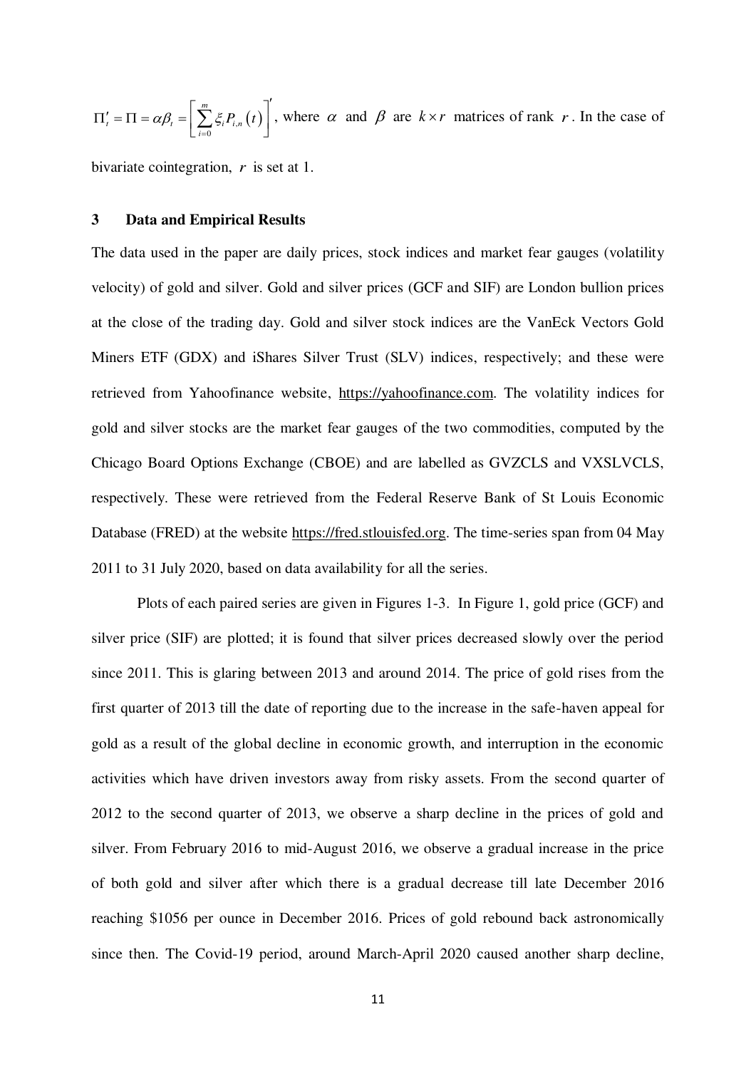$\Pi_t' = \Pi = \alpha\beta_t = \left[\sum_{i=0}^{m} \xi_i P_{i,n}(t)\right]'$, where $\alpha$ and $\beta$ are $k \times r$ matrices of rank $r$. In the case of bivariate cointegration, $r$ is set at 1.

## 3 Data and Empirical Results

The data used in the paper are daily prices, stock indices and market fear gauges (volatility velocity) of gold and silver. Gold and silver prices (GCF and SIF) are London bullion prices at the close of the trading day. Gold and silver stock indices are the VanEck Vectors Gold Miners ETF (GDX) and iShares Silver Trust (SLV) indices, respectively; and these were retrieved from Yahoofinance website, https://yahoofinance.com. The volatility indices for gold and silver stocks are the market fear gauges of the two commodities, computed by the Chicago Board Options Exchange (CBOE) and are labelled as GVZCLS and VXSLVCLS, respectively. These were retrieved from the Federal Reserve Bank of St Louis Economic Database (FRED) at the website https://fred.stlouisfed.org. The time-series span from 04 May 2011 to 31 July 2020, based on data availability for all the series.

Plots of each paired series are given in Figures 1-3. In Figure 1, gold price (GCF) and silver price (SIF) are plotted; it is found that silver prices decreased slowly over the period since 2011. This is glaring between 2013 and around 2014. The price of gold rises from the first quarter of 2013 till the date of reporting due to the increase in the safe-haven appeal for gold as a result of the global decline in economic growth, and interruption in the economic activities which have driven investors away from risky assets. From the second quarter of 2012 to the second quarter of 2013, we observe a sharp decline in the prices of gold and silver. From February 2016 to mid-August 2016, we observe a gradual increase in the price of both gold and silver after which there is a gradual decrease till late December 2016 reaching \$1056 per ounce in December 2016. Prices of gold rebound back astronomically since then. The Covid-19 period, around March-April 2020 caused another sharp decline,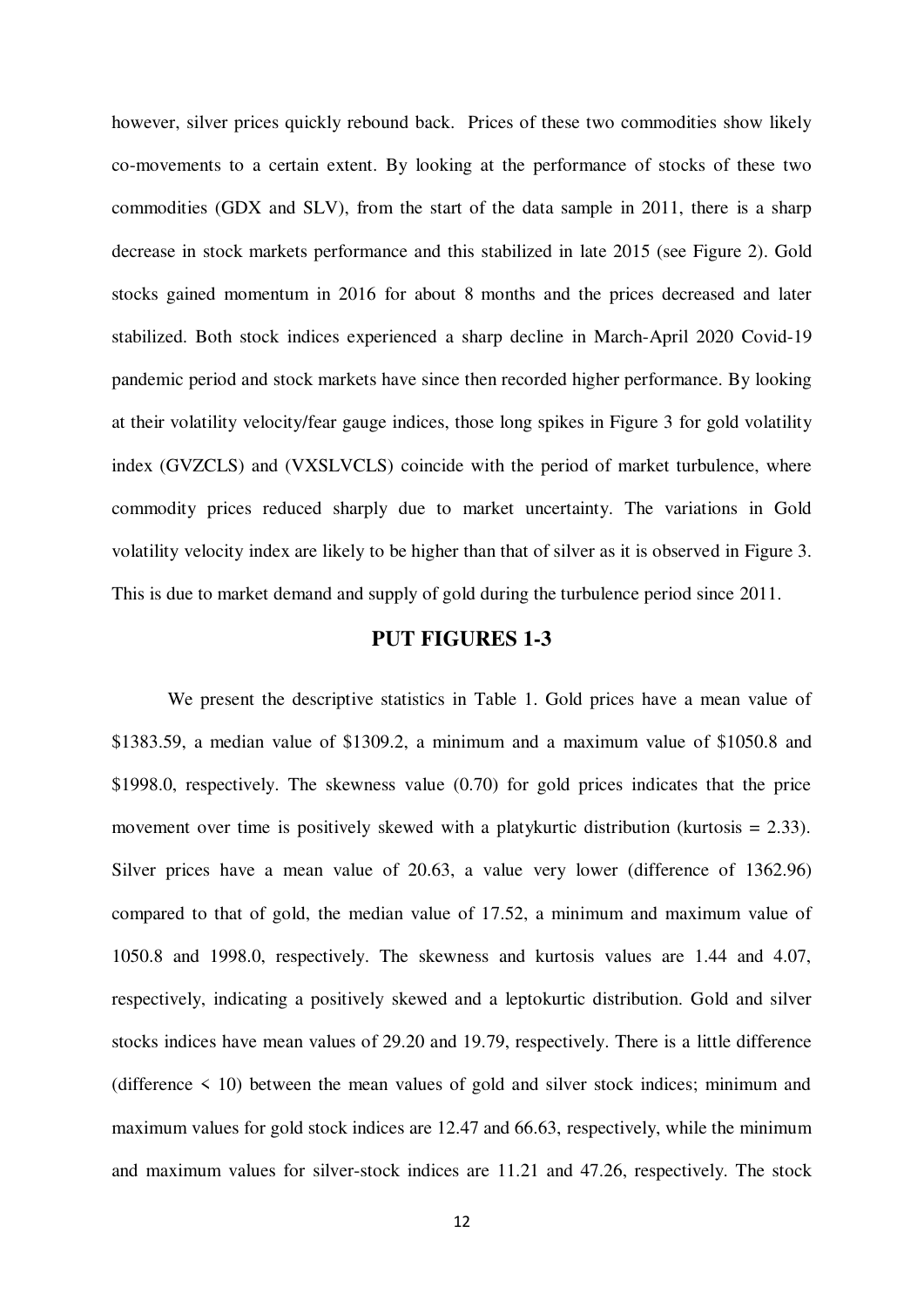however, silver prices quickly rebound back. Prices of these two commodities show likely co-movements to a certain extent. By looking at the performance of stocks of these two commodities (GDX and SLV), from the start of the data sample in 2011, there is a sharp decrease in stock markets performance and this stabilized in late 2015 (see Figure 2). Gold stocks gained momentum in 2016 for about 8 months and the prices decreased and later stabilized. Both stock indices experienced a sharp decline in March-April 2020 Covid-19 pandemic period and stock markets have since then recorded higher performance. By looking at their volatility velocity/fear gauge indices, those long spikes in Figure 3 for gold volatility index (GVZCLS) and (VXSLVCLS) coincide with the period of market turbulence, where commodity prices reduced sharply due to market uncertainty. The variations in Gold volatility velocity index are likely to be higher than that of silver as it is observed in Figure 3. This is due to market demand and supply of gold during the turbulence period since 2011.

**PUT FIGURES 1-3**

We present the descriptive statistics in Table 1. Gold prices have a mean value of \$1383.59, a median value of \$1309.2, a minimum and a maximum value of \$1050.8 and \$1998.0, respectively. The skewness value (0.70) for gold prices indicates that the price movement over time is positively skewed with a platykurtic distribution (kurtosis = 2.33). Silver prices have a mean value of 20.63, a value very lower (difference of 1362.96) compared to that of gold, the median value of 17.52, a minimum and maximum value of 1050.8 and 1998.0, respectively. The skewness and kurtosis values are 1.44 and 4.07, respectively, indicating a positively skewed and a leptokurtic distribution. Gold and silver stocks indices have mean values of 29.20 and 19.79, respectively. There is a little difference (difference < 10) between the mean values of gold and silver stock indices; minimum and maximum values for gold stock indices are 12.47 and 66.63, respectively, while the minimum and maximum values for silver-stock indices are 11.21 and 47.26, respectively. The stock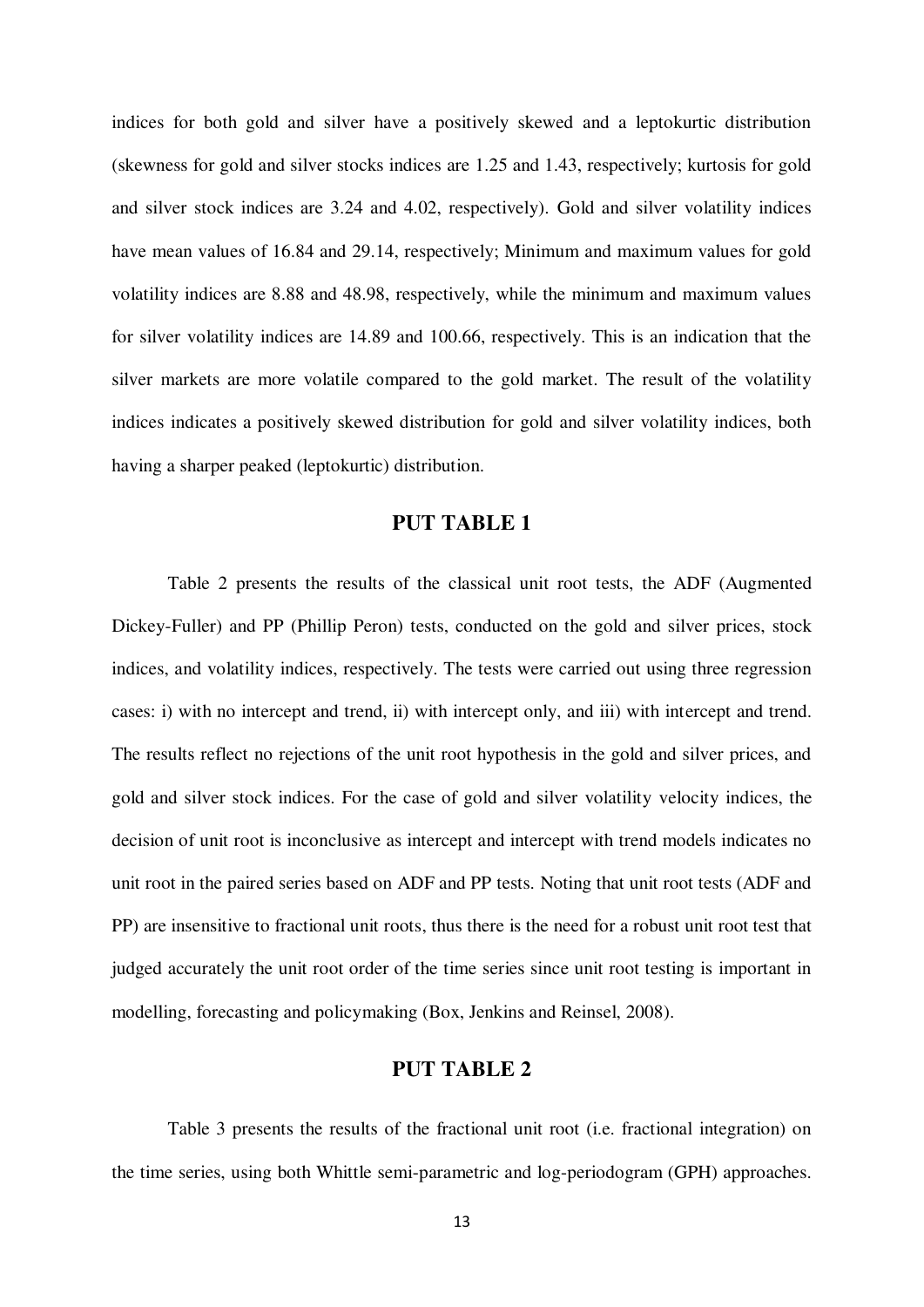indices for both gold and silver have a positively skewed and a leptokurtic distribution (skewness for gold and silver stocks indices are 1.25 and 1.43, respectively; kurtosis for gold and silver stock indices are 3.24 and 4.02, respectively). Gold and silver volatility indices have mean values of 16.84 and 29.14, respectively; Minimum and maximum values for gold volatility indices are 8.88 and 48.98, respectively, while the minimum and maximum values for silver volatility indices are 14.89 and 100.66, respectively. This is an indication that the silver markets are more volatile compared to the gold market. The result of the volatility indices indicates a positively skewed distribution for gold and silver volatility indices, both having a sharper peaked (leptokurtic) distribution.

**PUT TABLE 1**

Table 2 presents the results of the classical unit root tests, the ADF (Augmented Dickey-Fuller) and PP (Phillip Peron) tests, conducted on the gold and silver prices, stock indices, and volatility indices, respectively. The tests were carried out using three regression cases: i) with no intercept and trend, ii) with intercept only, and iii) with intercept and trend. The results reflect no rejections of the unit root hypothesis in the gold and silver prices, and gold and silver stock indices. For the case of gold and silver volatility velocity indices, the decision of unit root is inconclusive as intercept and intercept with trend models indicates no unit root in the paired series based on ADF and PP tests. Noting that unit root tests (ADF and PP) are insensitive to fractional unit roots, thus there is the need for a robust unit root test that judged accurately the unit root order of the time series since unit root testing is important in modelling, forecasting and policymaking (Box, Jenkins and Reinsel, 2008).

**PUT TABLE 2**

Table 3 presents the results of the fractional unit root (i.e. fractional integration) on the time series, using both Whittle semi-parametric and log-periodogram (GPH) approaches.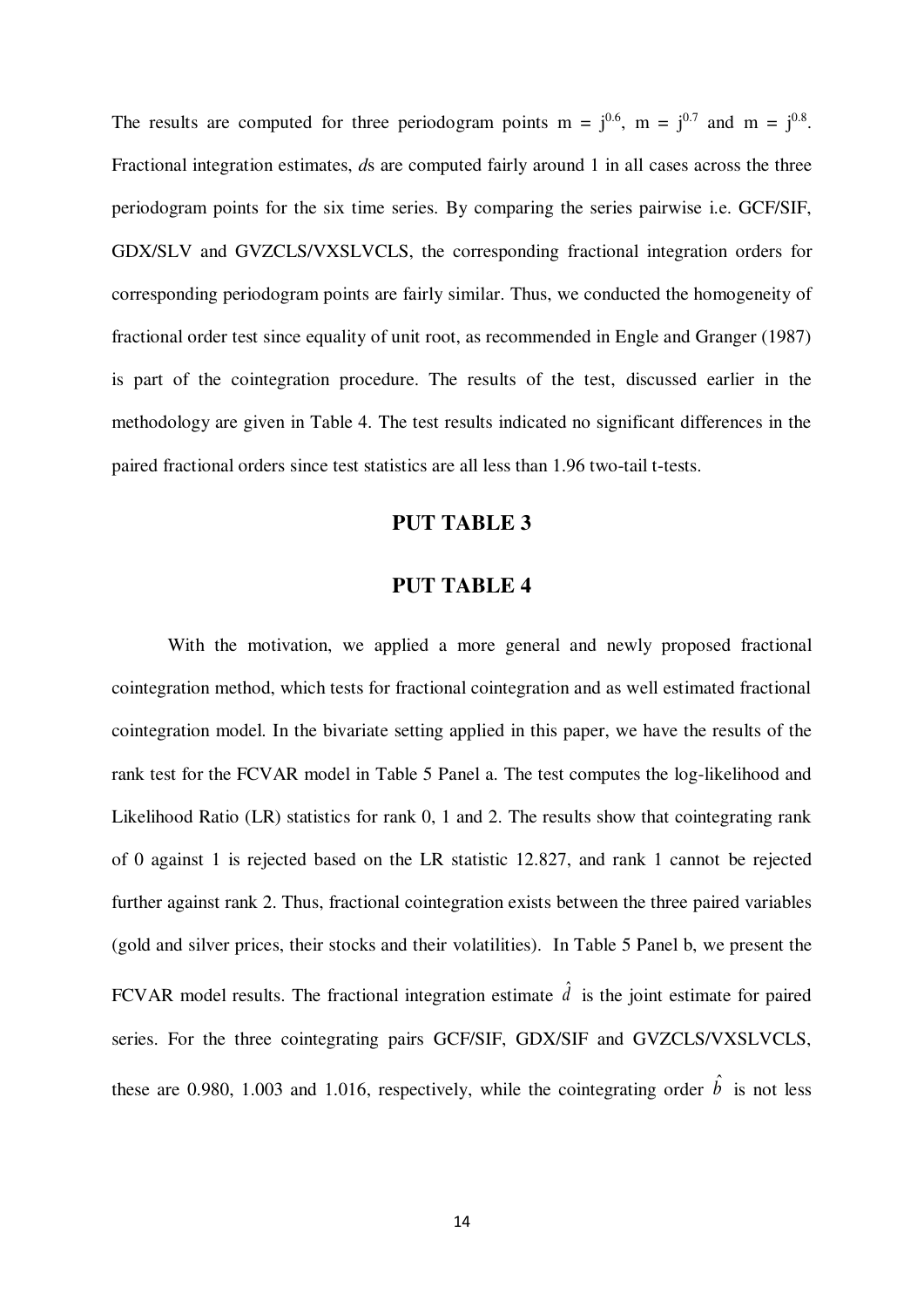The results are computed for three periodogram points m = $j^{0.6}$, m = $j^{0.7}$ and m = $j^{0.8}$. Fractional integration estimates, *d*s are computed fairly around 1 in all cases across the three periodogram points for the six time series. By comparing the series pairwise i.e. GCF/SIF, GDX/SLV and GVZCLS/VXSLVCLS, the corresponding fractional integration orders for corresponding periodogram points are fairly similar. Thus, we conducted the homogeneity of fractional order test since equality of unit root, as recommended in Engle and Granger (1987) is part of the cointegration procedure. The results of the test, discussed earlier in the methodology are given in Table 4. The test results indicated no significant differences in the paired fractional orders since test statistics are all less than 1.96 two-tail t-tests.

**PUT TABLE 3**

**PUT TABLE 4**

With the motivation, we applied a more general and newly proposed fractional cointegration method, which tests for fractional cointegration and as well estimated fractional cointegration model. In the bivariate setting applied in this paper, we have the results of the rank test for the FCVAR model in Table 5 Panel a. The test computes the log-likelihood and Likelihood Ratio (LR) statistics for rank 0, 1 and 2. The results show that cointegrating rank of 0 against 1 is rejected based on the LR statistic 12.827, and rank 1 cannot be rejected further against rank 2. Thus, fractional cointegration exists between the three paired variables (gold and silver prices, their stocks and their volatilities). In Table 5 Panel b, we present the FCVAR model results. The fractional integration estimate $\hat{d}$ is the joint estimate for paired series. For the three cointegrating pairs GCF/SIF, GDX/SIF and GVZCLS/VXSLVCLS, these are 0.980, 1.003 and 1.016, respectively, while the cointegrating order $\hat{b}$ is not less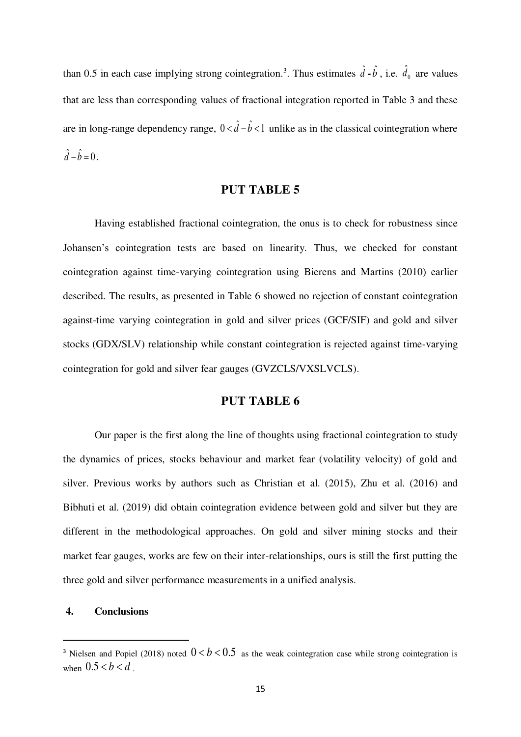than 0.5 in each case implying strong cointegration.[3]. Thus estimates $\hat{d} - \hat{b}$, i.e. $\hat{d}_0$ are values that are less than corresponding values of fractional integration reported in Table 3 and these are in long-range dependency range, $0 < \hat{d} - \hat{b} < 1$ unlike as in the classical cointegration where $\hat{d} - \hat{b} = 0$.

## PUT TABLE 5

Having established fractional cointegration, the onus is to check for robustness since Johansen's cointegration tests are based on linearity. Thus, we checked for constant cointegration against time-varying cointegration using Bierens and Martins (2010) earlier described. The results, as presented in Table 6 showed no rejection of constant cointegration against-time varying cointegration in gold and silver prices (GCF/SIF) and gold and silver stocks (GDX/SLV) relationship while constant cointegration is rejected against time-varying cointegration for gold and silver fear gauges (GVZCLS/VXSLVCLS).

## PUT TABLE 6

Our paper is the first along the line of thoughts using fractional cointegration to study the dynamics of prices, stocks behaviour and market fear (volatility velocity) of gold and silver. Previous works by authors such as Christian et al. (2015), Zhu et al. (2016) and Bibhuti et al. (2019) did obtain cointegration evidence between gold and silver but they are different in the methodological approaches. On gold and silver mining stocks and their market fear gauges, works are few on their inter-relationships, ours is still the first putting the three gold and silver performance measurements in a unified analysis.

## 4. Conclusions

---

[3] Nielsen and Popiel (2018) noted $0 < b < 0.5$ as the weak cointegration case while strong cointegration is when $0.5 < b < d$.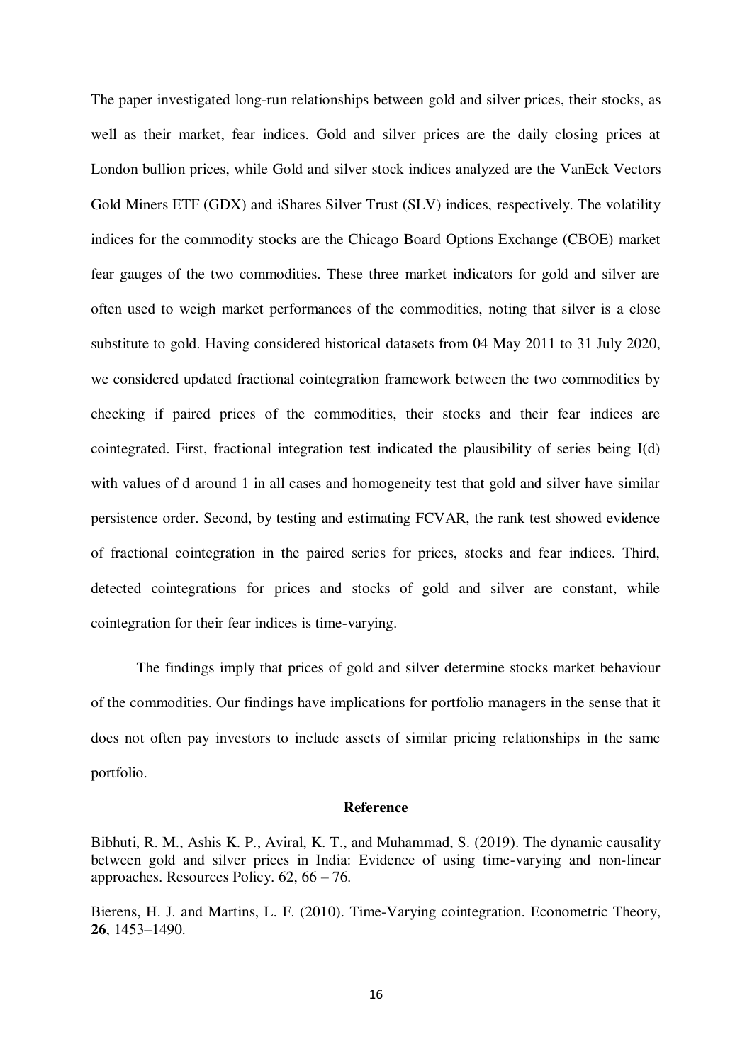The paper investigated long-run relationships between gold and silver prices, their stocks, as well as their market, fear indices. Gold and silver prices are the daily closing prices at London bullion prices, while Gold and silver stock indices analyzed are the VanEck Vectors Gold Miners ETF (GDX) and iShares Silver Trust (SLV) indices, respectively. The volatility indices for the commodity stocks are the Chicago Board Options Exchange (CBOE) market fear gauges of the two commodities. These three market indicators for gold and silver are often used to weigh market performances of the commodities, noting that silver is a close substitute to gold. Having considered historical datasets from 04 May 2011 to 31 July 2020, we considered updated fractional cointegration framework between the two commodities by checking if paired prices of the commodities, their stocks and their fear indices are cointegrated. First, fractional integration test indicated the plausibility of series being I(d) with values of d around 1 in all cases and homogeneity test that gold and silver have similar persistence order. Second, by testing and estimating FCVAR, the rank test showed evidence of fractional cointegration in the paired series for prices, stocks and fear indices. Third, detected cointegrations for prices and stocks of gold and silver are constant, while cointegration for their fear indices is time-varying.

The findings imply that prices of gold and silver determine stocks market behaviour of the commodities. Our findings have implications for portfolio managers in the sense that it does not often pay investors to include assets of similar pricing relationships in the same portfolio.

## Reference

Bibhuti, R. M., Ashis K. P., Aviral, K. T., and Muhammad, S. (2019). The dynamic causality between gold and silver prices in India: Evidence of using time-varying and non-linear approaches. Resources Policy. 62, 66 – 76.

Bierens, H. J. and Martins, L. F. (2010). Time-Varying cointegration. Econometric Theory, **26**, 1453–1490.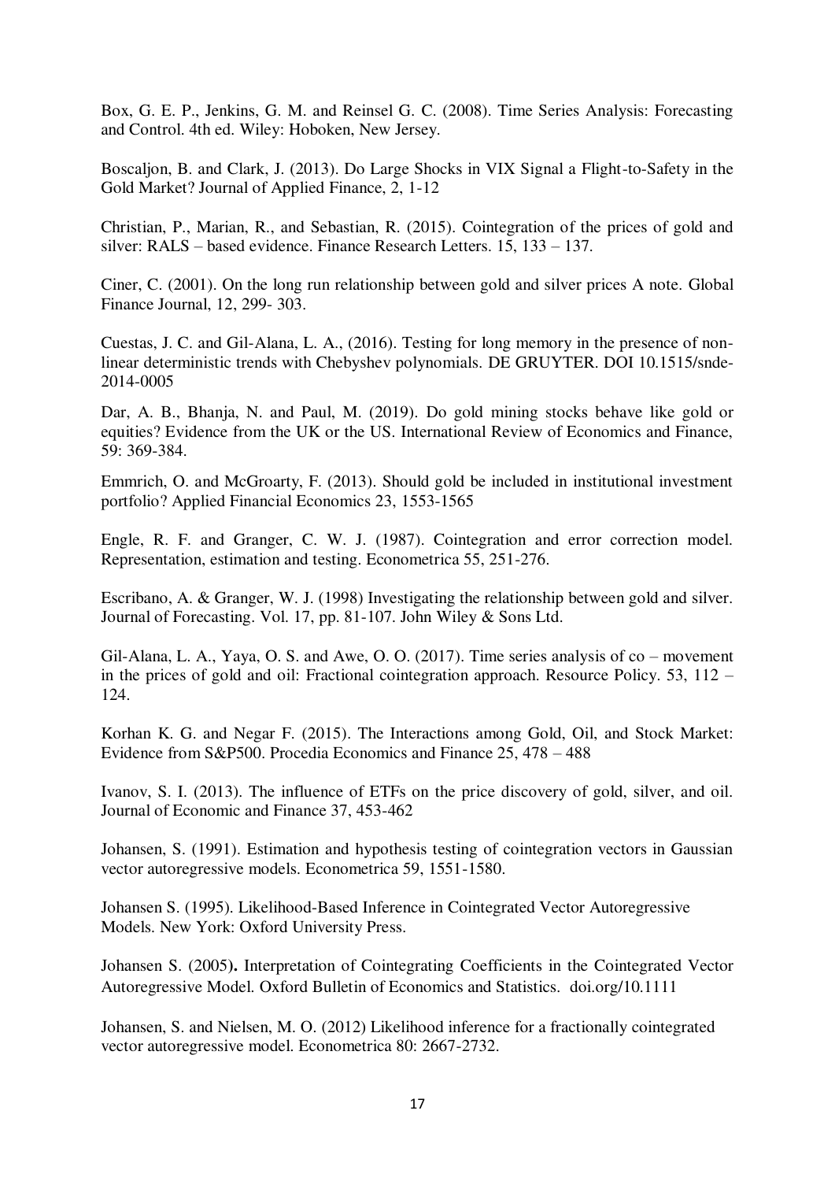Box, G. E. P., Jenkins, G. M. and Reinsel G. C. (2008). Time Series Analysis: Forecasting and Control. 4th ed. Wiley: Hoboken, New Jersey.

Boscaljon, B. and Clark, J. (2013). Do Large Shocks in VIX Signal a Flight-to-Safety in the Gold Market? Journal of Applied Finance, 2, 1-12

Christian, P., Marian, R., and Sebastian, R. (2015). Cointegration of the prices of gold and silver: RALS – based evidence. Finance Research Letters. 15, 133 – 137.

Ciner, C. (2001). On the long run relationship between gold and silver prices A note. Global Finance Journal, 12, 299- 303.

Cuestas, J. C. and Gil-Alana, L. A., (2016). Testing for long memory in the presence of non-linear deterministic trends with Chebyshev polynomials. DE GRUYTER. DOI 10.1515/snde-2014-0005

Dar, A. B., Bhanja, N. and Paul, M. (2019). Do gold mining stocks behave like gold or equities? Evidence from the UK or the US. International Review of Economics and Finance, 59: 369-384.

Emmrich, O. and McGroarty, F. (2013). Should gold be included in institutional investment portfolio? Applied Financial Economics 23, 1553-1565

Engle, R. F. and Granger, C. W. J. (1987). Cointegration and error correction model. Representation, estimation and testing. Econometrica 55, 251-276.

Escribano, A. & Granger, W. J. (1998) Investigating the relationship between gold and silver. Journal of Forecasting. Vol. 17, pp. 81-107. John Wiley & Sons Ltd.

Gil-Alana, L. A., Yaya, O. S. and Awe, O. O. (2017). Time series analysis of co – movement in the prices of gold and oil: Fractional cointegration approach. Resource Policy. 53, 112 – 124.

Korhan K. G. and Negar F. (2015). The Interactions among Gold, Oil, and Stock Market: Evidence from S&P500. Procedia Economics and Finance 25, 478 – 488

Ivanov, S. I. (2013). The influence of ETFs on the price discovery of gold, silver, and oil. Journal of Economic and Finance 37, 453-462

Johansen, S. (1991). Estimation and hypothesis testing of cointegration vectors in Gaussian vector autoregressive models. Econometrica 59, 1551-1580.

Johansen S. (1995). Likelihood-Based Inference in Cointegrated Vector Autoregressive Models. New York: Oxford University Press.

Johansen S. (2005**).** Interpretation of Cointegrating Coefficients in the Cointegrated Vector Autoregressive Model. Oxford Bulletin of Economics and Statistics. doi.org/10.1111

Johansen, S. and Nielsen, M. O. (2012) Likelihood inference for a fractionally cointegrated vector autoregressive model. Econometrica 80: 2667-2732.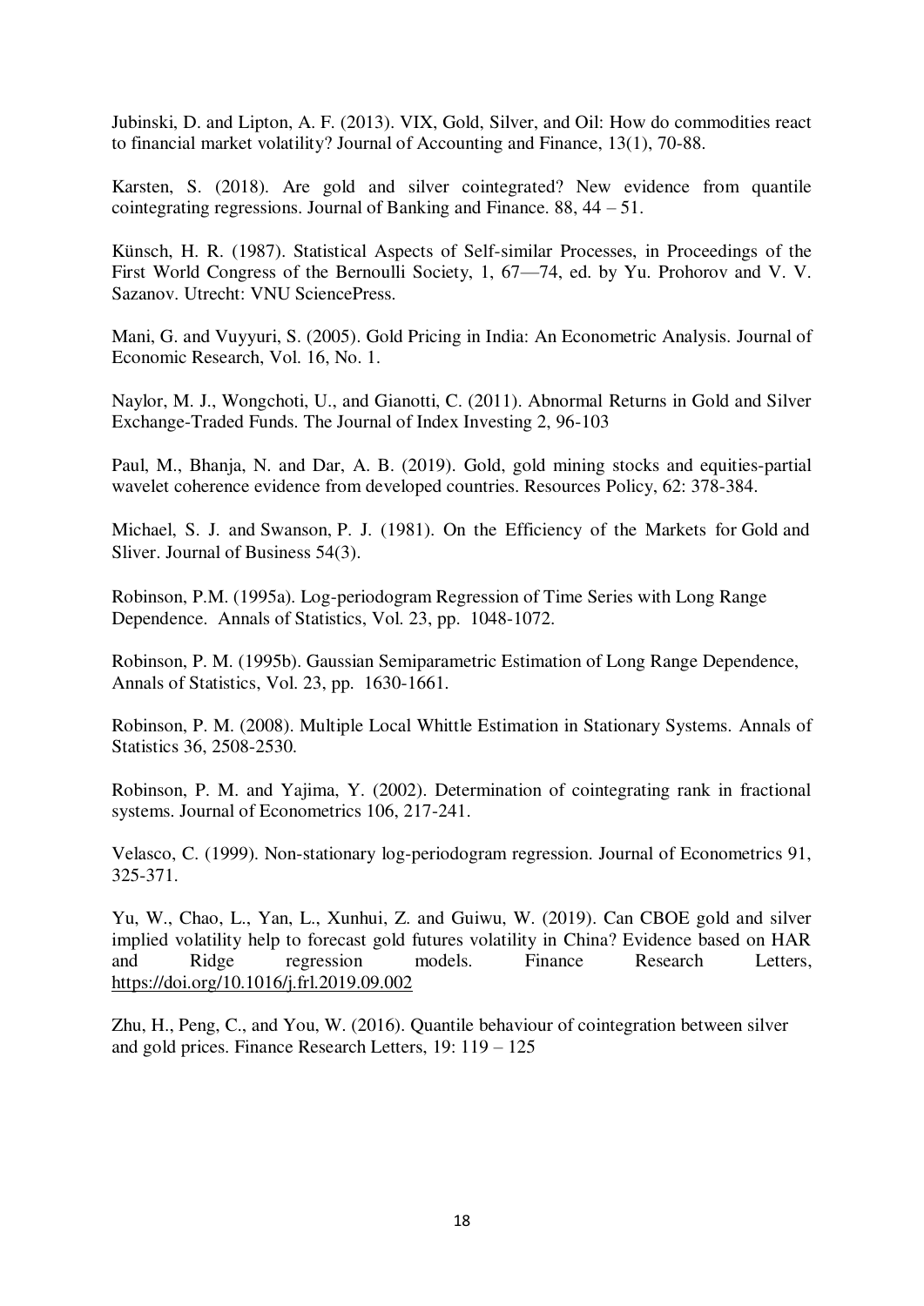Jubinski, D. and Lipton, A. F. (2013). VIX, Gold, Silver, and Oil: How do commodities react to financial market volatility? Journal of Accounting and Finance, 13(1), 70-88.

Karsten, S. (2018). Are gold and silver cointegrated? New evidence from quantile cointegrating regressions. Journal of Banking and Finance. 88, 44 – 51.

Künsch, H. R. (1987). Statistical Aspects of Self-similar Processes, in Proceedings of the First World Congress of the Bernoulli Society, 1, 67—74, ed. by Yu. Prohorov and V. V. Sazanov. Utrecht: VNU SciencePress.

Mani, G. and Vuyyuri, S. (2005). Gold Pricing in India: An Econometric Analysis. Journal of Economic Research, Vol. 16, No. 1.

Naylor, M. J., Wongchoti, U., and Gianotti, C. (2011). Abnormal Returns in Gold and Silver Exchange-Traded Funds. The Journal of Index Investing 2, 96-103

Paul, M., Bhanja, N. and Dar, A. B. (2019). Gold, gold mining stocks and equities-partial wavelet coherence evidence from developed countries. Resources Policy, 62: 378-384.

Michael, S. J. and Swanson, P. J. (1981). On the Efficiency of the Markets for Gold and Sliver. Journal of Business 54(3).

Robinson, P.M. (1995a). Log-periodogram Regression of Time Series with Long Range Dependence. Annals of Statistics, Vol. 23, pp. 1048-1072.

Robinson, P. M. (1995b). Gaussian Semiparametric Estimation of Long Range Dependence, Annals of Statistics, Vol. 23, pp. 1630-1661.

Robinson, P. M. (2008). Multiple Local Whittle Estimation in Stationary Systems. Annals of Statistics 36, 2508-2530.

Robinson, P. M. and Yajima, Y. (2002). Determination of cointegrating rank in fractional systems. Journal of Econometrics 106, 217-241.

Velasco, C. (1999). Non-stationary log-periodogram regression. Journal of Econometrics 91, 325-371.

Yu, W., Chao, L., Yan, L., Xunhui, Z. and Guiwu, W. (2019). Can CBOE gold and silver implied volatility help to forecast gold futures volatility in China? Evidence based on HAR and Ridge regression models. Finance Research Letters, https://doi.org/10.1016/j.frl.2019.09.002

Zhu, H., Peng, C., and You, W. (2016). Quantile behaviour of cointegration between silver and gold prices. Finance Research Letters, 19: 119 – 125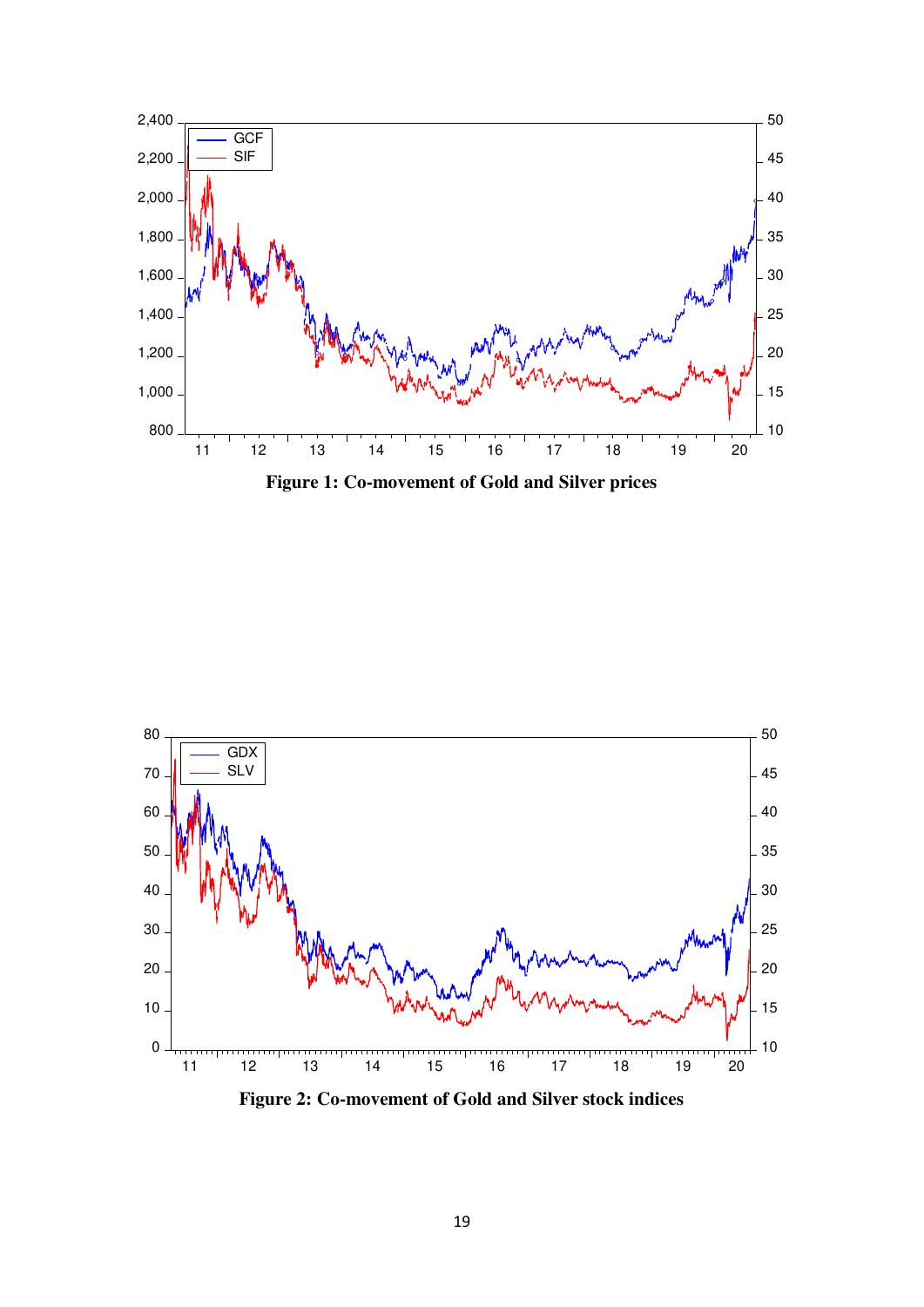**Figure 1: Co-movement of Gold and Silver prices**

**Figure 2: Co-movement of Gold and Silver stock indices**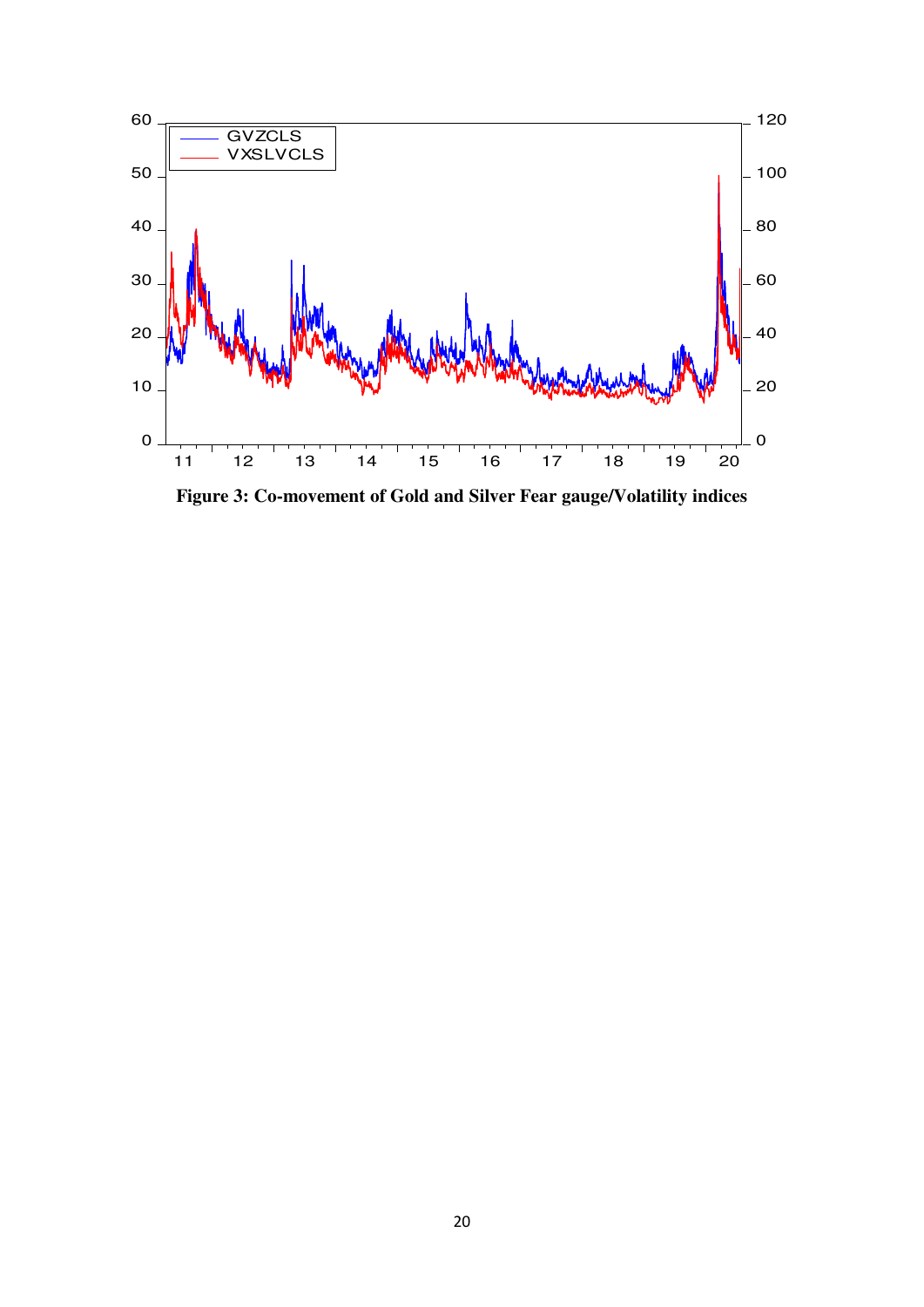**Figure 3: Co-movement of Gold and Silver Fear gauge/Volatility indices**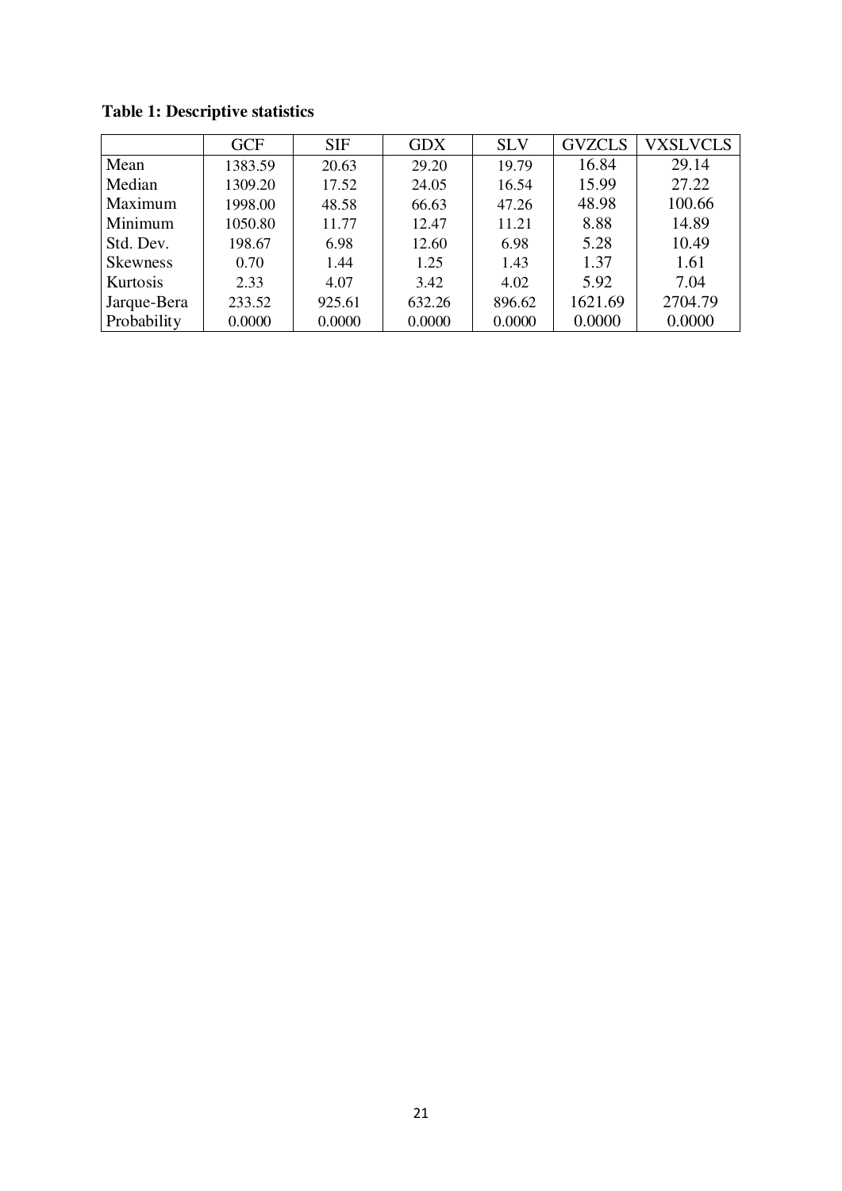**Table 1: Descriptive statistics**

| | GCF | SIF | GDX | SLV | GVZCLS | VXSLVCLS |
|---|---|---|---|---|---|---|
| Mean | 1383.59 | 20.63 | 29.20 | 19.79 | 16.84 | 29.14 |
| Median | 1309.20 | 17.52 | 24.05 | 16.54 | 15.99 | 27.22 |
| Maximum | 1998.00 | 48.58 | 66.63 | 47.26 | 48.98 | 100.66 |
| Minimum | 1050.80 | 11.77 | 12.47 | 11.21 | 8.88 | 14.89 |
| Std. Dev. | 198.67 | 6.98 | 12.60 | 6.98 | 5.28 | 10.49 |
| Skewness | 0.70 | 1.44 | 1.25 | 1.43 | 1.37 | 1.61 |
| Kurtosis | 2.33 | 4.07 | 3.42 | 4.02 | 5.92 | 7.04 |
| Jarque-Bera | 233.52 | 925.61 | 632.26 | 896.62 | 1621.69 | 2704.79 |
| Probability | 0.0000 | 0.0000 | 0.0000 | 0.0000 | 0.0000 | 0.0000 |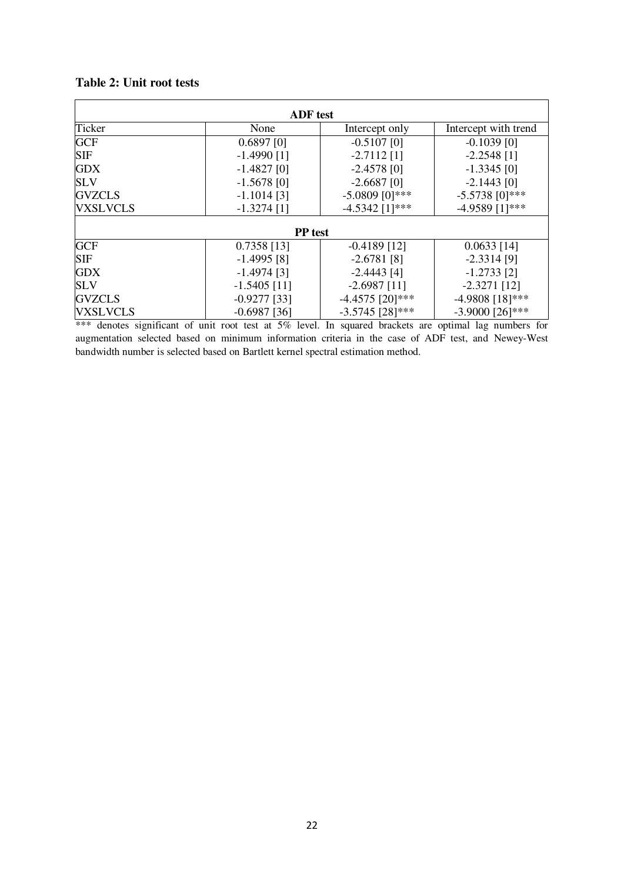**Table 2: Unit root tests**

| ADF test | | | |
|---|---|---|---|
| Ticker | None | Intercept only | Intercept with trend |
| GCF | 0.6897 [0] | -0.5107 [0] | -0.1039 [0] |
| SIF | -1.4990 [1] | -2.7112 [1] | -2.2548 [1] |
| GDX | -1.4827 [0] | -2.4578 [0] | -1.3345 [0] |
| SLV | -1.5678 [0] | -2.6687 [0] | -2.1443 [0] |
| GVZCLS | -1.1014 [3] | -5.0809 [0]*** | -5.5738 [0]*** |
| VXSLVCLS | -1.3274 [1] | -4.5342 [1]*** | -4.9589 [1]*** |
| **PP test** | | | |
| GCF | 0.7358 [13] | -0.4189 [12] | 0.0633 [14] |
| SIF | -1.4995 [8] | -2.6781 [8] | -2.3314 [9] |
| GDX | -1.4974 [3] | -2.4443 [4] | -1.2733 [2] |
| SLV | -1.5405 [11] | -2.6987 [11] | -2.3271 [12] |
| GVZCLS | -0.9277 [33] | -4.4575 [20]*** | -4.9808 [18]*** |
| VXSLVCLS | -0.6987 [36] | -3.5745 [28]*** | -3.9000 [26]*** |

*** denotes significant of unit root test at 5% level. In squared brackets are optimal lag numbers for augmentation selected based on minimum information criteria in the case of ADF test, and Newey-West bandwidth number is selected based on Bartlett kernel spectral estimation method.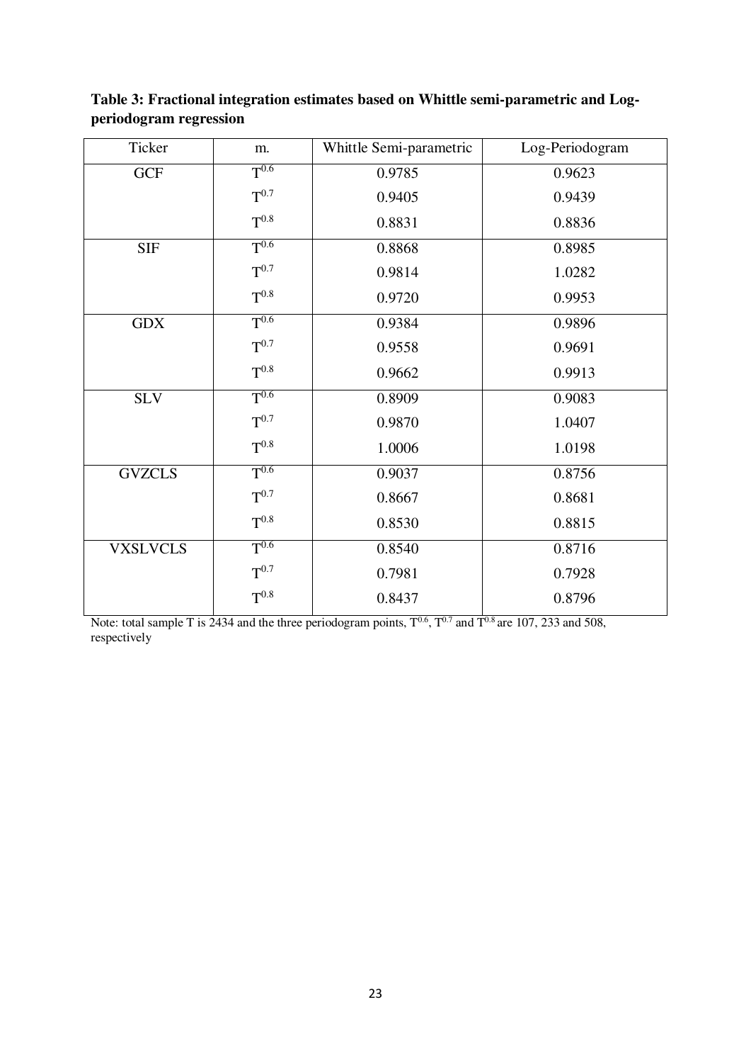**Table 3: Fractional integration estimates based on Whittle semi-parametric and Log-periodogram regression**

| Ticker | m. | Whittle Semi-parametric | Log-Periodogram |
|---|---|---|---|
| GCF | $T^{0.6}$ | 0.9785 | 0.9623 |
| | $T^{0.7}$ | 0.9405 | 0.9439 |
| | $T^{0.8}$ | 0.8831 | 0.8836 |
| SIF | $T^{0.6}$ | 0.8868 | 0.8985 |
| | $T^{0.7}$ | 0.9814 | 1.0282 |
| | $T^{0.8}$ | 0.9720 | 0.9953 |
| GDX | $T^{0.6}$ | 0.9384 | 0.9896 |
| | $T^{0.7}$ | 0.9558 | 0.9691 |
| | $T^{0.8}$ | 0.9662 | 0.9913 |
| SLV | $T^{0.6}$ | 0.8909 | 0.9083 |
| | $T^{0.7}$ | 0.9870 | 1.0407 |
| | $T^{0.8}$ | 1.0006 | 1.0198 |
| GVZCLS | $T^{0.6}$ | 0.9037 | 0.8756 |
| | $T^{0.7}$ | 0.8667 | 0.8681 |
| | $T^{0.8}$ | 0.8530 | 0.8815 |
| VXSLVCLS | $T^{0.6}$ | 0.8540 | 0.8716 |
| | $T^{0.7}$ | 0.7981 | 0.7928 |
| | $T^{0.8}$ | 0.8437 | 0.8796 |

Note: total sample T is 2434 and the three periodogram points, $T^{0.6}$, $T^{0.7}$ and $T^{0.8}$ are 107, 233 and 508, respectively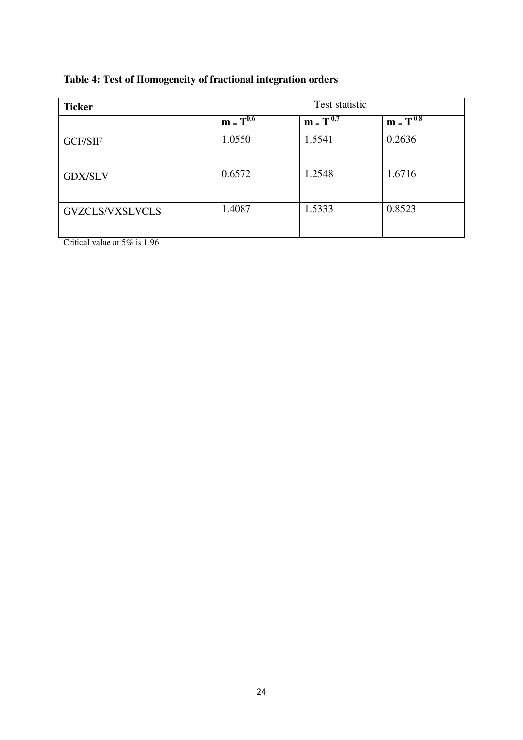**Table 4: Test of Homogeneity of fractional integration orders**

| **Ticker** | Test statistic | | |
|---|---|---|---|
| | $\mathbf{m = T^{0.6}}$ | $\mathbf{m = T^{0.7}}$ | $\mathbf{m = T^{0.8}}$ |
| GCF/SIF | 1.0550 | 1.5541 | 0.2636 |
| GDX/SLV | 0.6572 | 1.2548 | 1.6716 |
| GVZCLS/VXSLVCLS | 1.4087 | 1.5333 | 0.8523 |

Critical value at 5% is 1.96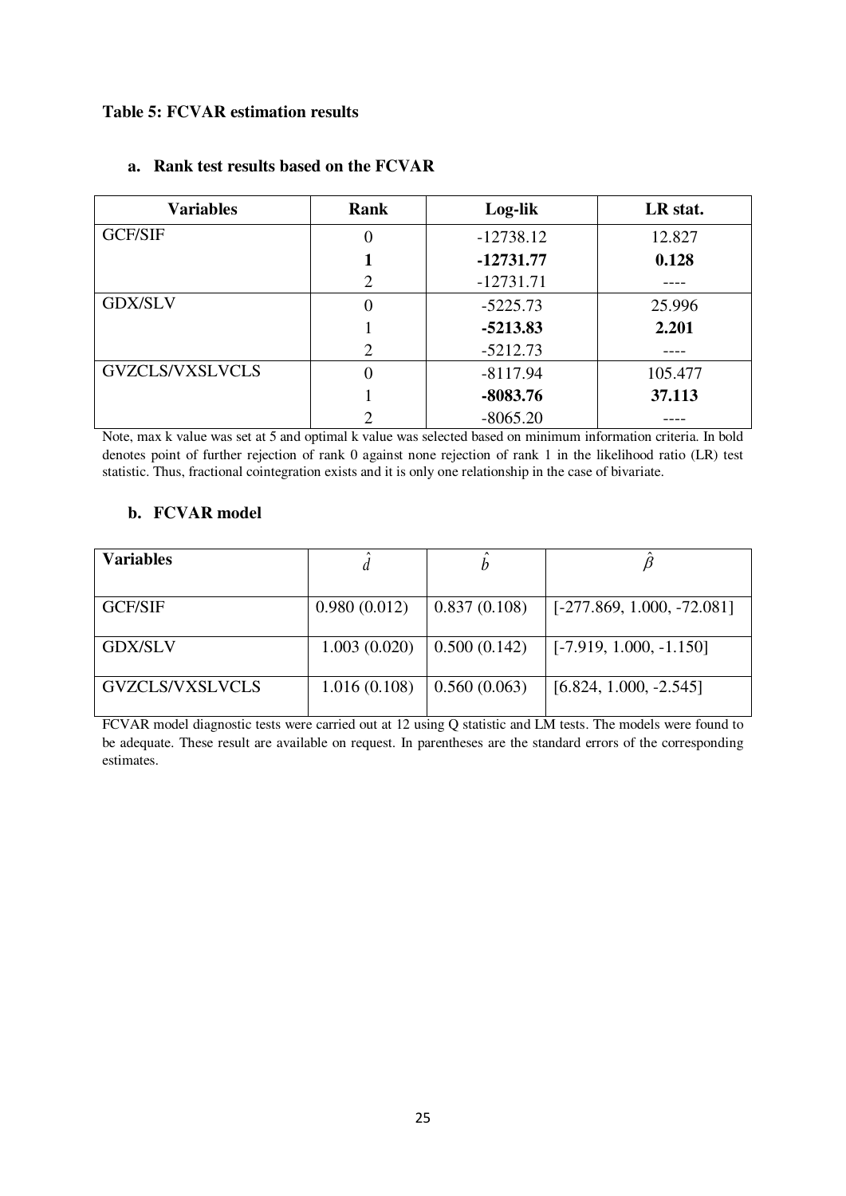**Table 5: FCVAR estimation results**

**a. Rank test results based on the FCVAR**

| Variables | Rank | Log-lik | LR stat. |
|---|---|---|---|
| GCF/SIF | 0 | -12738.12 | 12.827 |
| | **1** | **-12731.77** | **0.128** |
| | 2 | -12731.71 | ---- |
| GDX/SLV | 0 | -5225.73 | 25.996 |
| | 1 | **-5213.83** | **2.201** |
| | 2 | -5212.73 | ---- |
| GVZCLS/VXSLVCLS | 0 | -8117.94 | 105.477 |
| | 1 | **-8083.76** | **37.113** |
| | 2 | -8065.20 | ---- |

Note, max k value was set at 5 and optimal k value was selected based on minimum information criteria. In bold denotes point of further rejection of rank 0 against none rejection of rank 1 in the likelihood ratio (LR) test statistic. Thus, fractional cointegration exists and it is only one relationship in the case of bivariate.

**b. FCVAR model**

| Variables | $\hat{d}$ | $\hat{b}$ | $\hat{\beta}$ |
|---|---|---|---|
| GCF/SIF | 0.980 (0.012) | 0.837 (0.108) | [-277.869, 1.000, -72.081] |
| GDX/SLV | 1.003 (0.020) | 0.500 (0.142) | [-7.919, 1.000, -1.150] |
| GVZCLS/VXSLVCLS | 1.016 (0.108) | 0.560 (0.063) | [6.824, 1.000, -2.545] |

FCVAR model diagnostic tests were carried out at 12 using Q statistic and LM tests. The models were found to be adequate. These result are available on request. In parentheses are the standard errors of the corresponding estimates.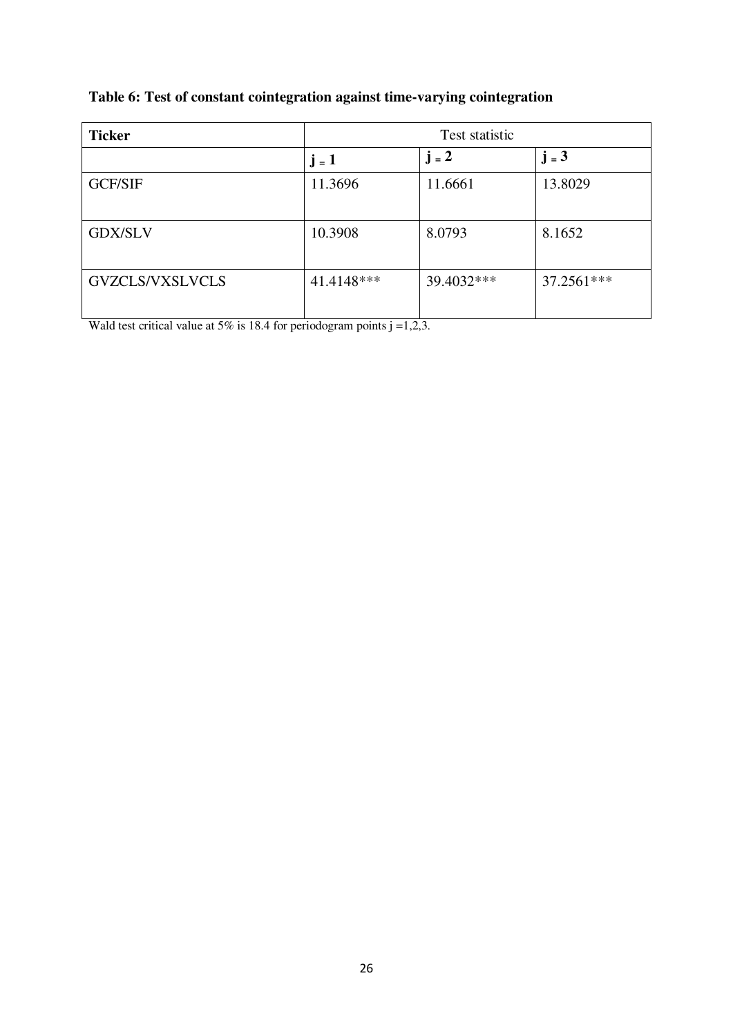**Table 6: Test of constant cointegration against time-varying cointegration**

| Ticker | Test statistic | | |
|---|---|---|---|
| | **j = 1** | **j = 2** | **j = 3** |
| GCF/SIF | 11.3696 | 11.6661 | 13.8029 |
| GDX/SLV | 10.3908 | 8.0793 | 8.1652 |
| GVZCLS/VXSLVCLS | 41.4148*** | 39.4032*** | 37.2561*** |

Wald test critical value at 5% is 18.4 for periodogram points j =1,2,3.